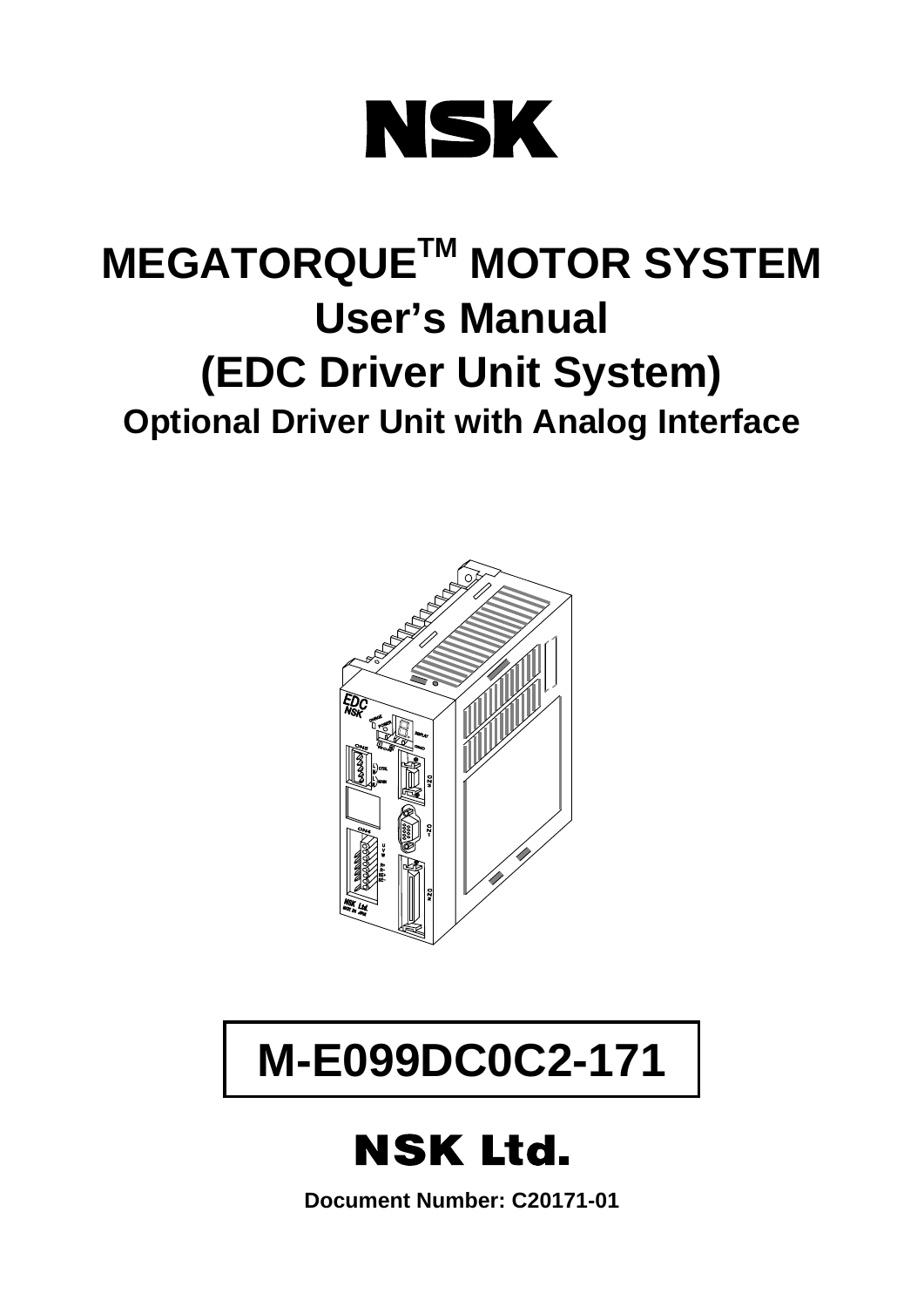# NSK

# MEGATORQUE™ MOTOR SYSTEM
# User's Manual
# (EDC Driver Unit System)
## Optional Driver Unit with Analog Interface

**M-E099DC0C2-171**

# NSK Ltd.

**Document Number: C20171-01**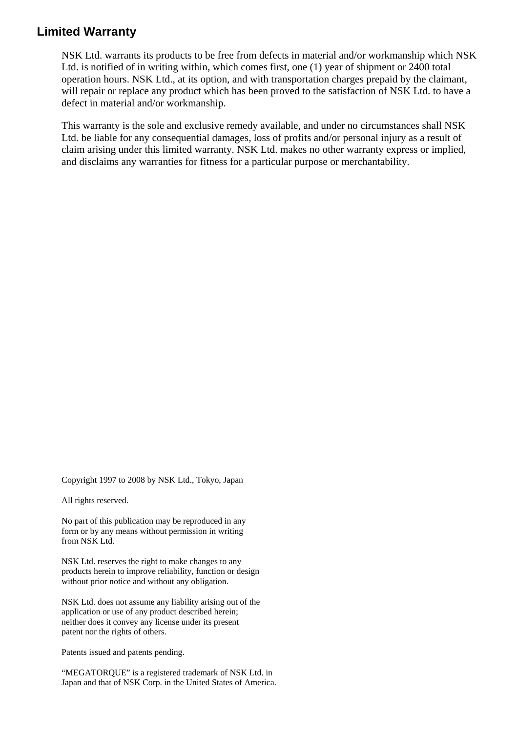## Limited Warranty

NSK Ltd. warrants its products to be free from defects in material and/or workmanship which NSK Ltd. is notified of in writing within, which comes first, one (1) year of shipment or 2400 total operation hours. NSK Ltd., at its option, and with transportation charges prepaid by the claimant, will repair or replace any product which has been proved to the satisfaction of NSK Ltd. to have a defect in material and/or workmanship.

This warranty is the sole and exclusive remedy available, and under no circumstances shall NSK Ltd. be liable for any consequential damages, loss of profits and/or personal injury as a result of claim arising under this limited warranty. NSK Ltd. makes no other warranty express or implied, and disclaims any warranties for fitness for a particular purpose or merchantability.

Copyright 1997 to 2008 by NSK Ltd., Tokyo, Japan

All rights reserved.

No part of this publication may be reproduced in any form or by any means without permission in writing from NSK Ltd.

NSK Ltd. reserves the right to make changes to any products herein to improve reliability, function or design without prior notice and without any obligation.

NSK Ltd. does not assume any liability arising out of the application or use of any product described herein; neither does it convey any license under its present patent nor the rights of others.

Patents issued and patents pending.

“MEGATORQUE” is a registered trademark of NSK Ltd. in Japan and that of NSK Corp. in the United States of America.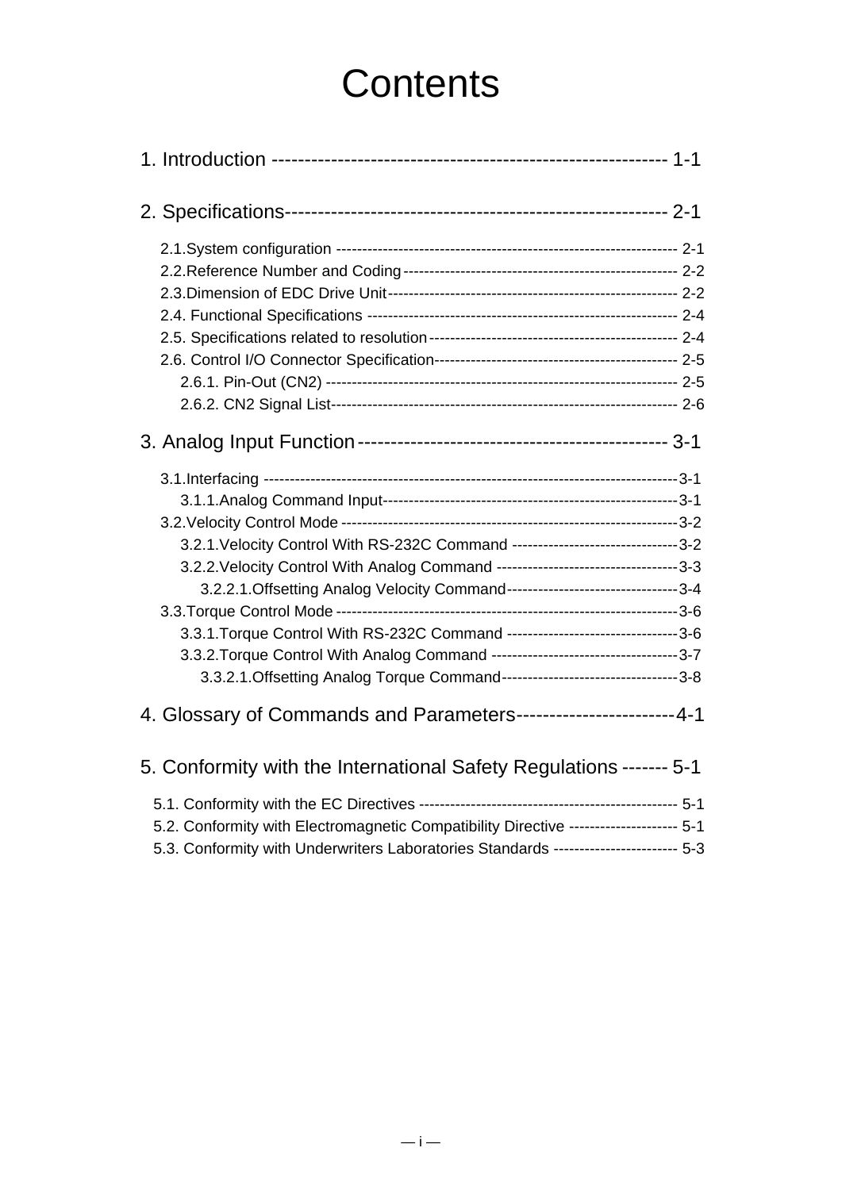# Contents

1. Introduction ------------------------------------------------------------ 1-1

2. Specifications---------------------------------------------------------- 2-1

- 2.1.System configuration --------------------------------------------------------------- 2-1
- 2.2.Reference Number and Coding --------------------------------------------------- 2-2
- 2.3.Dimension of EDC Drive Unit ----------------------------------------------------- 2-2
- 2.4. Functional Specifications -------------------------------------------------------- 2-4
- 2.5. Specifications related to resolution --------------------------------------------- 2-4
- 2.6. Control I/O Connector Specification --------------------------------------------- 2-5
  - 2.6.1. Pin-Out (CN2) ---------------------------------------------------------------- 2-5
  - 2.6.2. CN2 Signal List --------------------------------------------------------------- 2-6

3. Analog Input Function ----------------------------------------------- 3-1

- 3.1.Interfacing ----------------------------------------------------------------------------- 3-1
  - 3.1.1.Analog Command Input ------------------------------------------------------- 3-1
- 3.2.Velocity Control Mode ---------------------------------------------------------------- 3-2
  - 3.2.1.Velocity Control With RS-232C Command ------------------------------- 3-2
  - 3.2.2.Velocity Control With Analog Command ---------------------------------- 3-3
    - 3.2.2.1.Offsetting Analog Velocity Command -------------------------------- 3-4
- 3.3.Torque Control Mode ------------------------------------------------------------------ 3-6
  - 3.3.1.Torque Control With RS-232C Command -------------------------------- 3-6
  - 3.3.2.Torque Control With Analog Command ----------------------------------- 3-7
    - 3.3.2.1.Offsetting Analog Torque Command --------------------------------- 3-8

4. Glossary of Commands and Parameters------------------------ 4-1

5. Conformity with the International Safety Regulations ------- 5-1

- 5.1. Conformity with the EC Directives ------------------------------------------------ 5-1
- 5.2. Conformity with Electromagnetic Compatibility Directive -------------------- 5-1
- 5.3. Conformity with Underwriters Laboratories Standards ----------------------- 5-3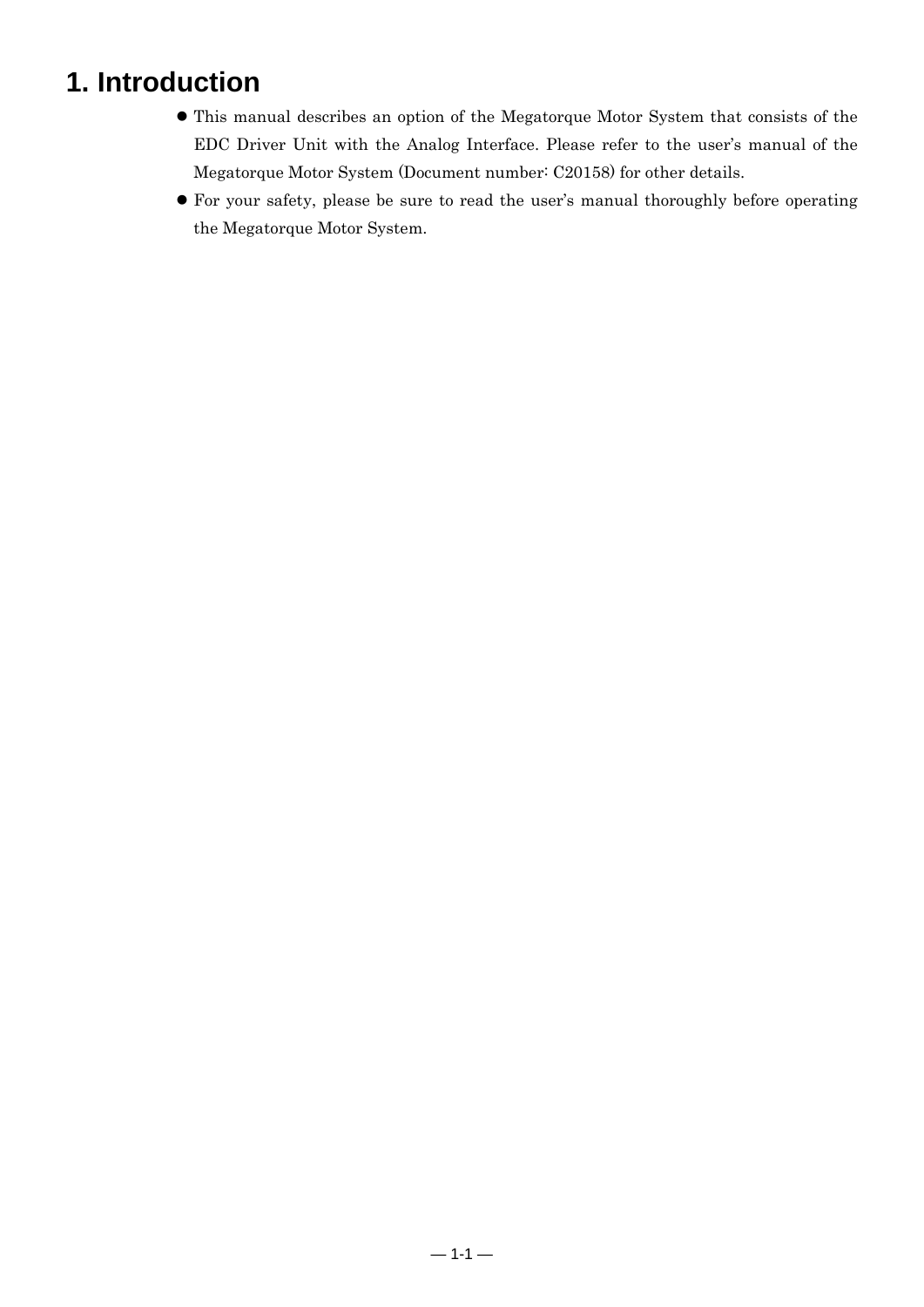# 1. Introduction

- This manual describes an option of the Megatorque Motor System that consists of the EDC Driver Unit with the Analog Interface. Please refer to the user's manual of the Megatorque Motor System (Document number: C20158) for other details.
- For your safety, please be sure to read the user's manual thoroughly before operating the Megatorque Motor System.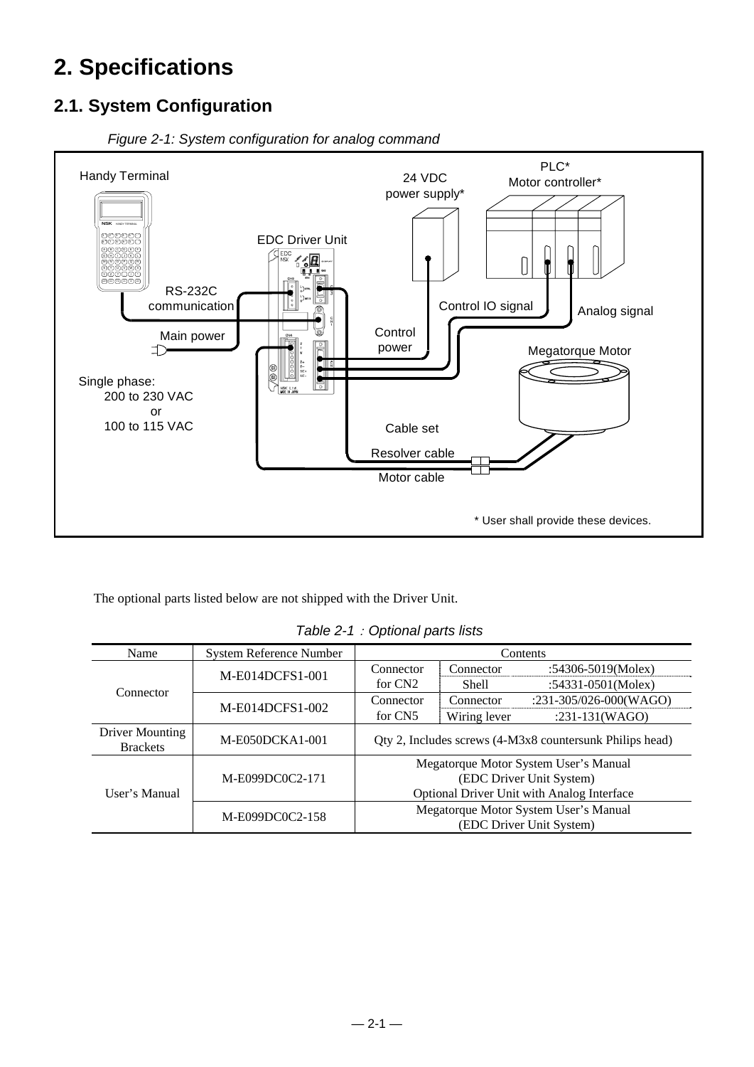# 2. Specifications

## 2.1. System Configuration

*Figure 2-1: System configuration for analog command*

Handy Terminal

24 VDC power supply*

PLC*
Motor controller*

EDC Driver Unit

RS-232C communication

Control IO signal

Analog signal

Main power

Control power

Megatorque Motor

Single phase:
200 to 230 VAC
or
100 to 115 VAC

Cable set

Resolver cable

Motor cable

\* User shall provide these devices.

The optional parts listed below are not shipped with the Driver Unit.

*Table 2-1：Optional parts lists*

| Name | System Reference Number | Contents | | |
|---|---|---|---|---|
| Connector | M-E014DCFS1-001 | Connector for CN2 | Connector | :54306-5019(Molex) |
| | | | Shell | :54331-0501(Molex) |
| | M-E014DCFS1-002 | Connector for CN5 | Connector | :231-305/026-000(WAGO) |
| | | | Wiring lever | :231-131(WAGO) |
| Driver Mounting Brackets | M-E050DCKA1-001 | Qty 2, Includes screws (4-M3x8 countersunk Philips head) | | |
| User's Manual | M-E099DC0C2-171 | Megatorque Motor System User's Manual (EDC Driver Unit System) Optional Driver Unit with Analog Interface | | |
| | M-E099DC0C2-158 | Megatorque Motor System User's Manual (EDC Driver Unit System) | | |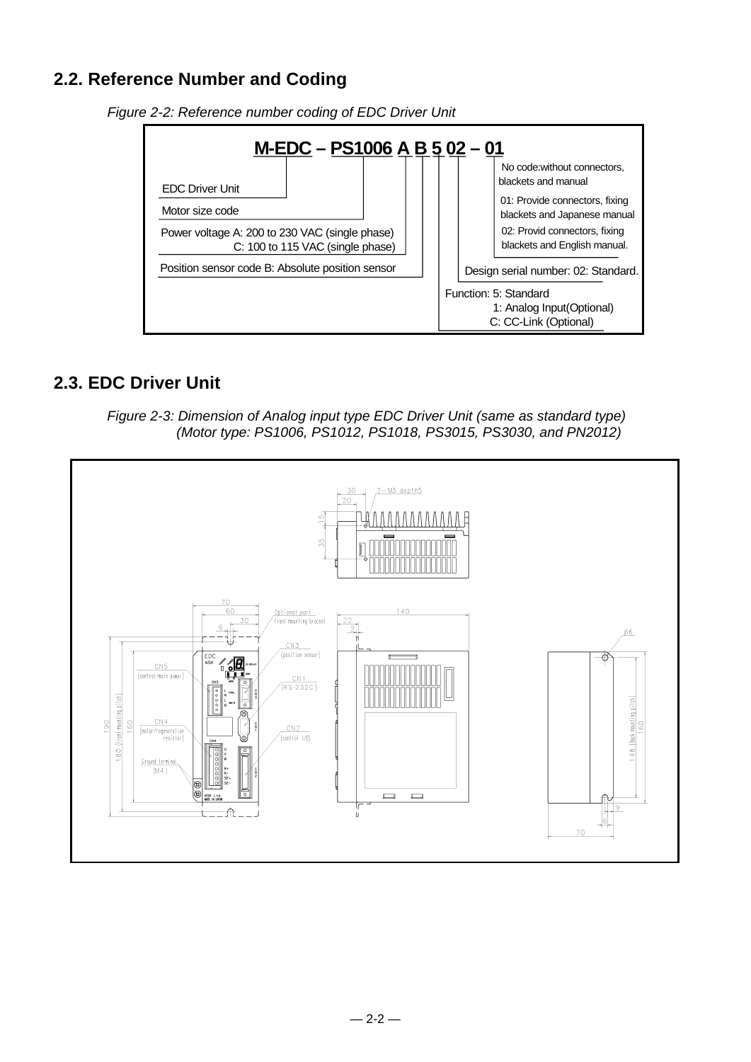## 2.2. Reference Number and Coding

*Figure 2-2: Reference number coding of EDC Driver Unit*

**M-EDC – PS1006 A B 5 02 – 01**

- EDC Driver Unit
- Motor size code
- Power voltage A: 200 to 230 VAC (single phase)
  C: 100 to 115 VAC (single phase)
- Position sensor code B: Absolute position sensor
- Function: 5: Standard
  1: Analog Input(Optional)
  C: CC-Link (Optional)
- Design serial number: 02: Standard.
- No code:without connectors, blackets and manual
  01: Provide connectors, fixing blackets and Japanese manual
  02: Provid connectors, fixing blackets and English manual.

## 2.3. EDC Driver Unit

*Figure 2-3: Dimension of Analog input type EDC Driver Unit (same as standard type)*
*(Motor type: PS1006, PS1012, PS1018, PS3015, PS3030, and PN2012)*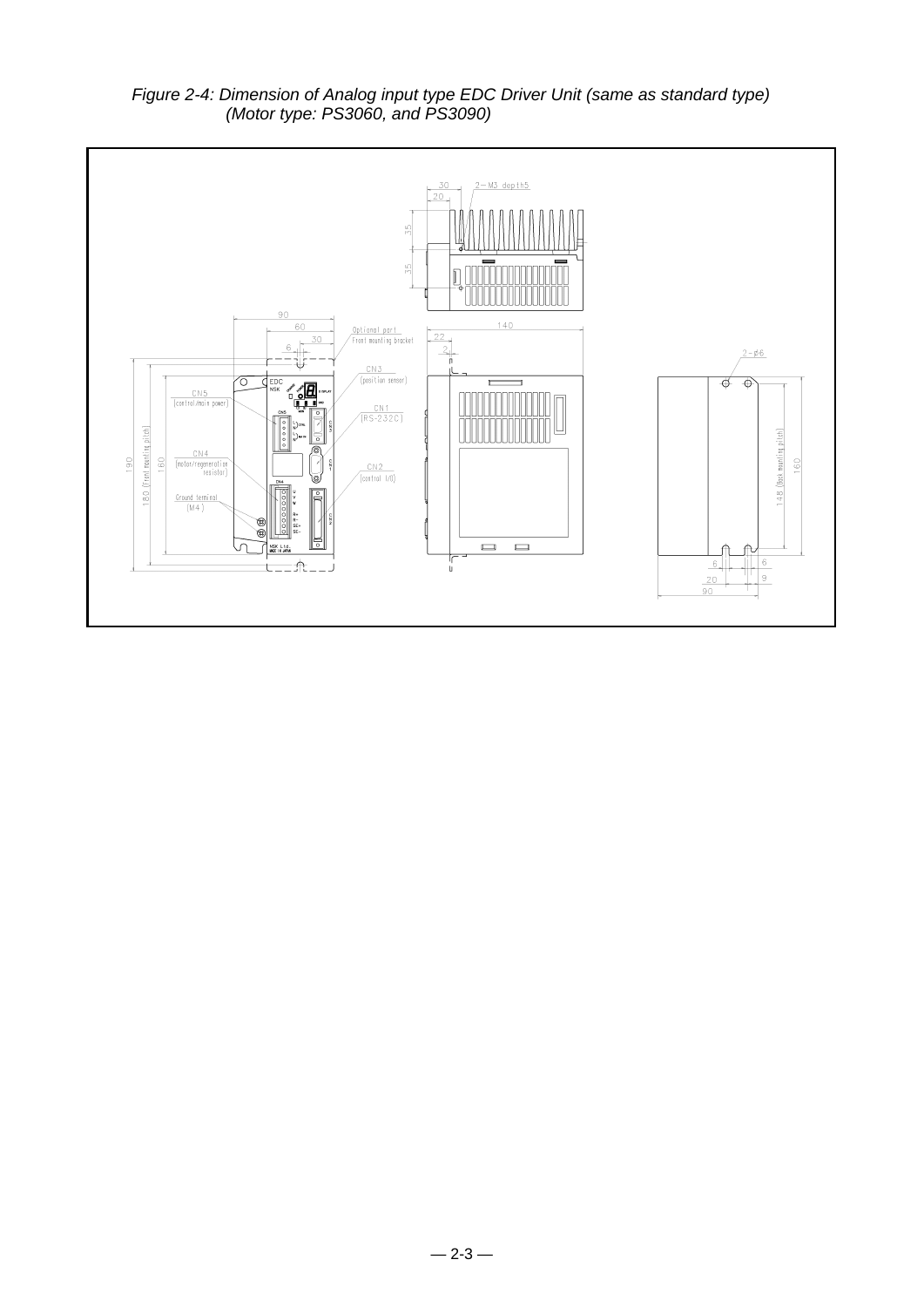*Figure 2-4: Dimension of Analog input type EDC Driver Unit (same as standard type)*
*(Motor type: PS3060, and PS3090)*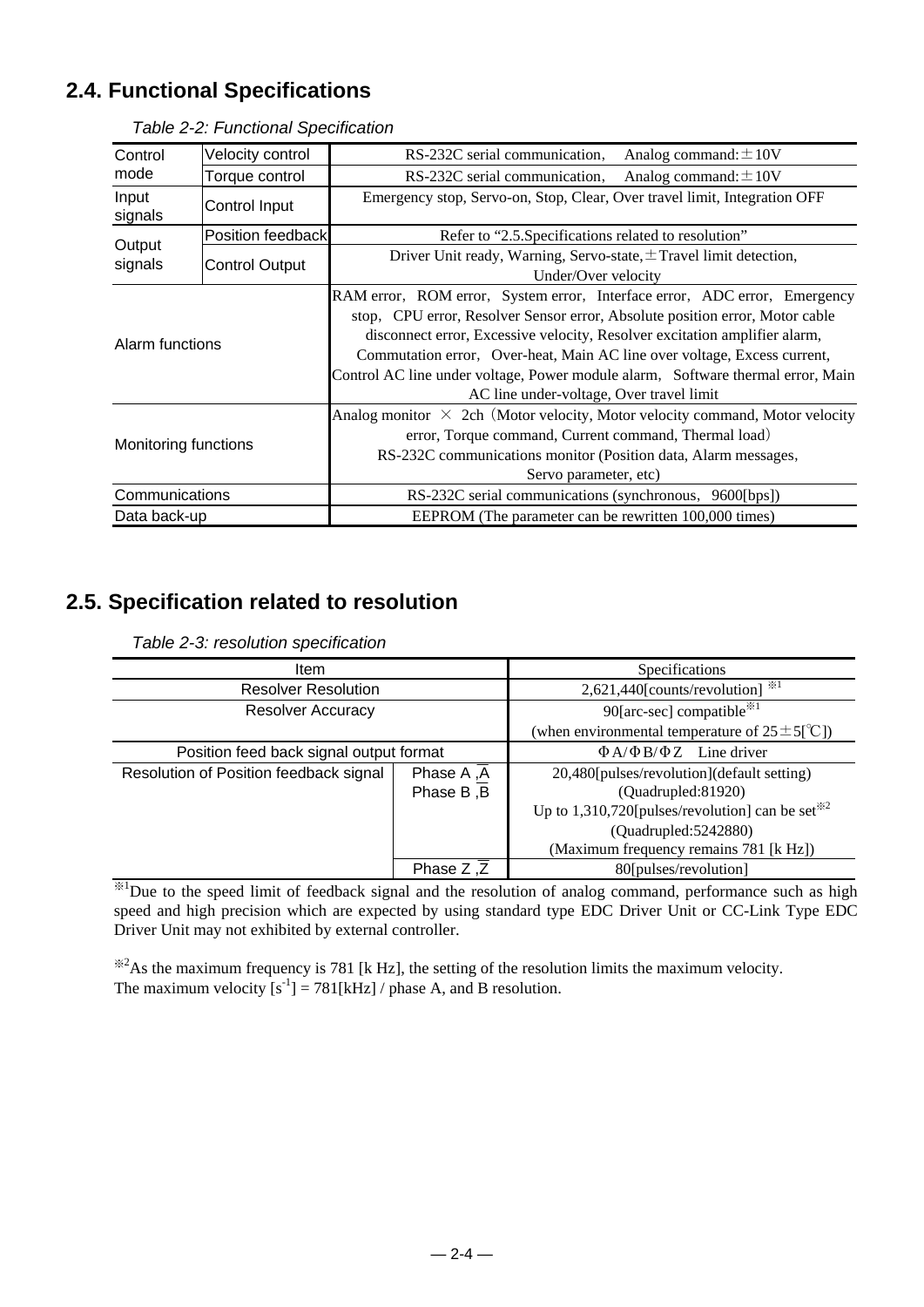## 2.4. Functional Specifications

*Table 2-2: Functional Specification*

| | | |
|---|---|---|
| Control mode | Velocity control | RS-232C serial communication,　Analog command:±10V |
| | Torque control | RS-232C serial communication,　Analog command:±10V |
| Input signals | Control Input | Emergency stop, Servo-on, Stop, Clear, Over travel limit, Integration OFF |
| Output signals | Position feedback | Refer to "2.5.Specifications related to resolution" |
| | Control Output | Driver Unit ready, Warning, Servo-state, ±Travel limit detection, Under/Over velocity |
| Alarm functions | | RAM error, ROM error, System error, Interface error, ADC error, Emergency stop, CPU error, Resolver Sensor error, Absolute position error, Motor cable disconnect error, Excessive velocity, Resolver excitation amplifier alarm, Commutation error, Over-heat, Main AC line over voltage, Excess current, Control AC line under voltage, Power module alarm, Software thermal error, Main AC line under-voltage, Over travel limit |
| Monitoring functions | | Analog monitor × 2ch (Motor velocity, Motor velocity command, Motor velocity error, Torque command, Current command, Thermal load) RS-232C communications monitor (Position data, Alarm messages, Servo parameter, etc) |
| Communications | | RS-232C serial communications (synchronous, 9600[bps]) |
| Data back-up | | EEPROM (The parameter can be rewritten 100,000 times) |

## 2.5. Specification related to resolution

*Table 2-3: resolution specification*

| Item | | Specifications |
|---|---|---|
| Resolver Resolution | | 2,621,440[counts/revolution] ※1 |
| Resolver Accuracy | | 90[arc-sec] compatible※1 (when environmental temperature of 25±5[℃]) |
| Position feed back signal output format | | ΦA/ΦB/ΦZ Line driver |
| Resolution of Position feedback signal | Phase A ,$\overline{A}$ Phase B ,$\overline{B}$ | 20,480[pulses/revolution](default setting) (Quadrupled:81920) Up to 1,310,720[pulses/revolution] can be set※2 (Quadrupled:5242880) (Maximum frequency remains 781 [k Hz]) |
| | Phase Z ,$\overline{Z}$ | 80[pulses/revolution] |

※1Due to the speed limit of feedback signal and the resolution of analog command, performance such as high speed and high precision which are expected by using standard type EDC Driver Unit or CC-Link Type EDC Driver Unit may not exhibited by external controller.

※2As the maximum frequency is 781 [k Hz], the setting of the resolution limits the maximum velocity.
The maximum velocity [$s^{-1}$] = 781[kHz] / phase A, and B resolution.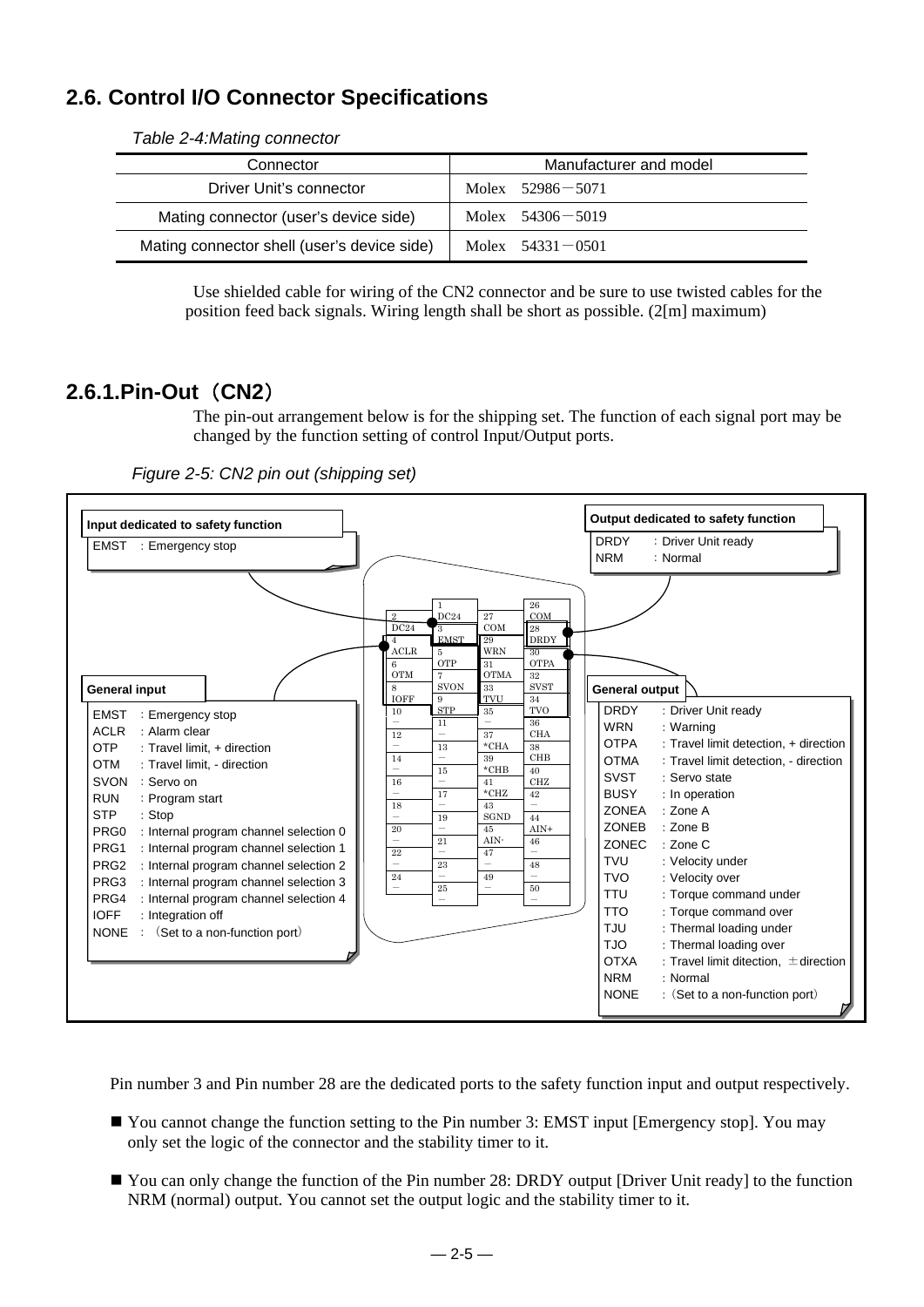## 2.6. Control I/O Connector Specifications

*Table 2-4:Mating connector*

| Connector | Manufacturer and model |
|---|---|
| Driver Unit's connector | Molex 52986－5071 |
| Mating connector (user's device side) | Molex 54306－5019 |
| Mating connector shell (user's device side) | Molex 54331－0501 |

Use shielded cable for wiring of the CN2 connector and be sure to use twisted cables for the position feed back signals. Wiring length shall be short as possible. (2[m] maximum)

### 2.6.1.Pin-Out（CN2）

The pin-out arrangement below is for the shipping set. The function of each signal port may be changed by the function setting of control Input/Output ports.

*Figure 2-5: CN2 pin out (shipping set)*

**Input dedicated to safety function**

EMST : Emergency stop

**Output dedicated to safety function**

DRDY : Driver Unit ready
NRM : Normal

| Pin | Signal | Pin | Signal | Pin | Signal | Pin | Signal |
|---|---|---|---|---|---|---|---|
| 2 | DC24 | 1 | DC24 | 27 | COM | 26 | COM |
| 4 | ACLR | 3 | EMST | 29 | WRN | 28 | DRDY |
| 6 | OTM | 5 | OTP | 31 | OTMA | 30 | OTPA |
| 8 | IOFF | 7 | SVON | 33 | TVU | 32 | SVST |
| 10 | － | 9 | STP | 35 | － | 34 | TVO |
| 12 | － | 11 | － | 37 | *CHA | 36 | CHA |
| 14 | － | 13 | － | 39 | *CHB | 38 | CHB |
| 16 | － | 15 | － | 41 | *CHZ | 40 | CHZ |
| 18 | － | 17 | － | 43 | SGND | 42 | － |
| 20 | － | 19 | － | 45 | AIN- | 44 | AIN+ |
| 22 | － | 21 | － | 47 | － | 46 | － |
| 24 | － | 23 | － | 49 | － | 48 | － |
| | | 25 | － | | | 50 | － |

**General input**

- EMST : Emergency stop
- ACLR : Alarm clear
- OTP : Travel limit, + direction
- OTM : Travel limit, - direction
- SVON : Servo on
- RUN : Program start
- STP : Stop
- PRG0 : Internal program channel selection 0
- PRG1 : Internal program channel selection 1
- PRG2 : Internal program channel selection 2
- PRG3 : Internal program channel selection 3
- PRG4 : Internal program channel selection 4
- IOFF : Integration off
- NONE : （Set to a non-function port）

**General output**

- DRDY : Driver Unit ready
- WRN : Warning
- OTPA : Travel limit detection, + direction
- OTMA : Travel limit detection, - direction
- SVST : Servo state
- BUSY : In operation
- ZONEA : Zone A
- ZONEB : Zone B
- ZONEC : Zone C
- TVU : Velocity under
- TVO : Velocity over
- TTU : Torque command under
- TTO : Torque command over
- TJU : Thermal loading under
- TJO : Thermal loading over
- OTXA : Travel limit ditection, ±direction
- NRM : Normal
- NONE : （Set to a non-function port）

Pin number 3 and Pin number 28 are the dedicated ports to the safety function input and output respectively.

- You cannot change the function setting to the Pin number 3: EMST input [Emergency stop]. You may only set the logic of the connector and the stability timer to it.
- You can only change the function of the Pin number 28: DRDY output [Driver Unit ready] to the function NRM (normal) output. You cannot set the output logic and the stability timer to it.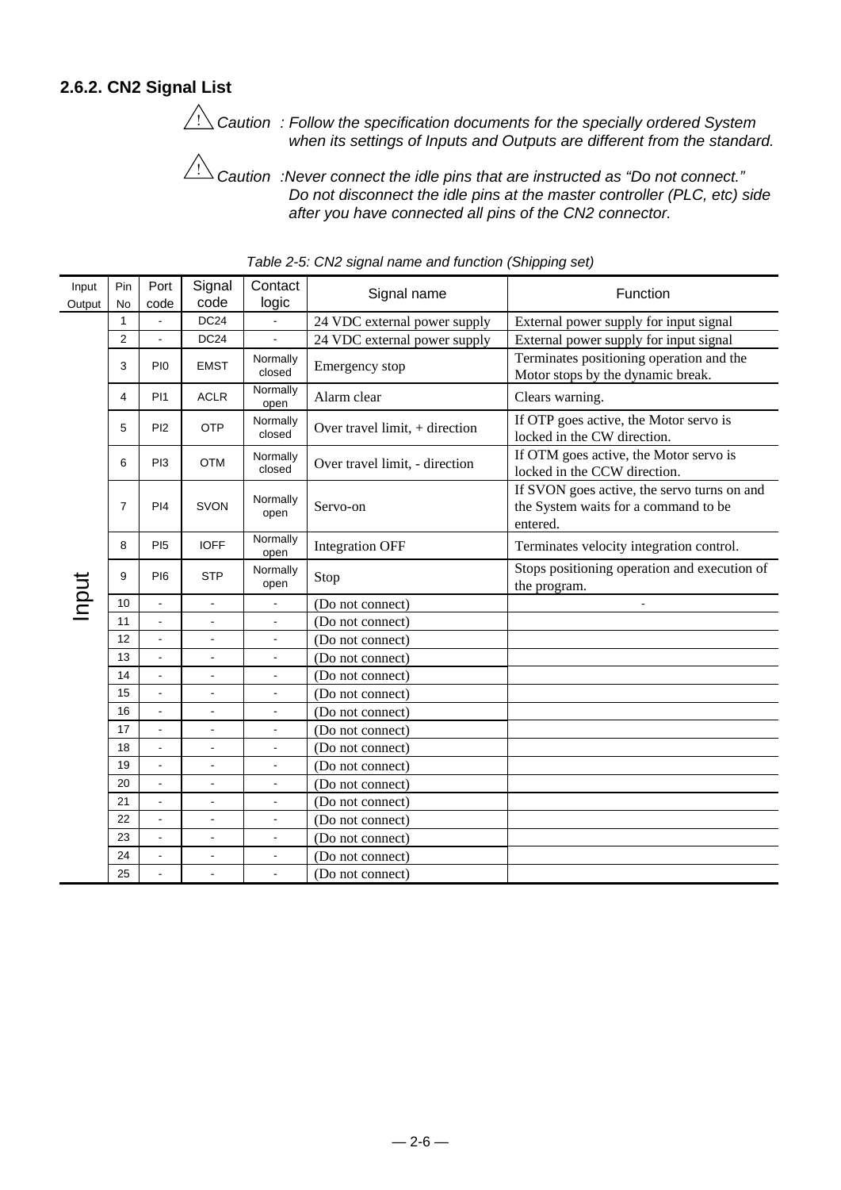### 2.6.2. CN2 Signal List

⚠ *Caution : Follow the specification documents for the specially ordered System when its settings of Inputs and Outputs are different from the standard.*

⚠ *Caution :Never connect the idle pins that are instructed as "Do not connect." Do not disconnect the idle pins at the master controller (PLC, etc) side after you have connected all pins of the CN2 connector.*

*Table 2-5: CN2 signal name and function (Shipping set)*

| Input Output | Pin No | Port code | Signal code | Contact logic | Signal name | Function |
|---|---|---|---|---|---|---|
| Input | 1 | - | DC24 | - | 24 VDC external power supply | External power supply for input signal |
| | 2 | - | DC24 | - | 24 VDC external power supply | External power supply for input signal |
| | 3 | PI0 | EMST | Normally closed | Emergency stop | Terminates positioning operation and the Motor stops by the dynamic break. |
| | 4 | PI1 | ACLR | Normally open | Alarm clear | Clears warning. |
| | 5 | PI2 | OTP | Normally closed | Over travel limit, + direction | If OTP goes active, the Motor servo is locked in the CW direction. |
| | 6 | PI3 | OTM | Normally closed | Over travel limit, - direction | If OTM goes active, the Motor servo is locked in the CCW direction. |
| | 7 | PI4 | SVON | Normally open | Servo-on | If SVON goes active, the servo turns on and the System waits for a command to be entered. |
| | 8 | PI5 | IOFF | Normally open | Integration OFF | Terminates velocity integration control. |
| | 9 | PI6 | STP | Normally open | Stop | Stops positioning operation and execution of the program. |
| | 10 | - | - | - | (Do not connect) | - |
| | 11 | - | - | - | (Do not connect) | |
| | 12 | - | - | - | (Do not connect) | |
| | 13 | - | - | - | (Do not connect) | |
| | 14 | - | - | - | (Do not connect) | |
| | 15 | - | - | - | (Do not connect) | |
| | 16 | - | - | - | (Do not connect) | |
| | 17 | - | - | - | (Do not connect) | |
| | 18 | - | - | - | (Do not connect) | |
| | 19 | - | - | - | (Do not connect) | |
| | 20 | - | - | - | (Do not connect) | |
| | 21 | - | - | - | (Do not connect) | |
| | 22 | - | - | - | (Do not connect) | |
| | 23 | - | - | - | (Do not connect) | |
| | 24 | - | - | - | (Do not connect) | |
| | 25 | - | - | - | (Do not connect) | |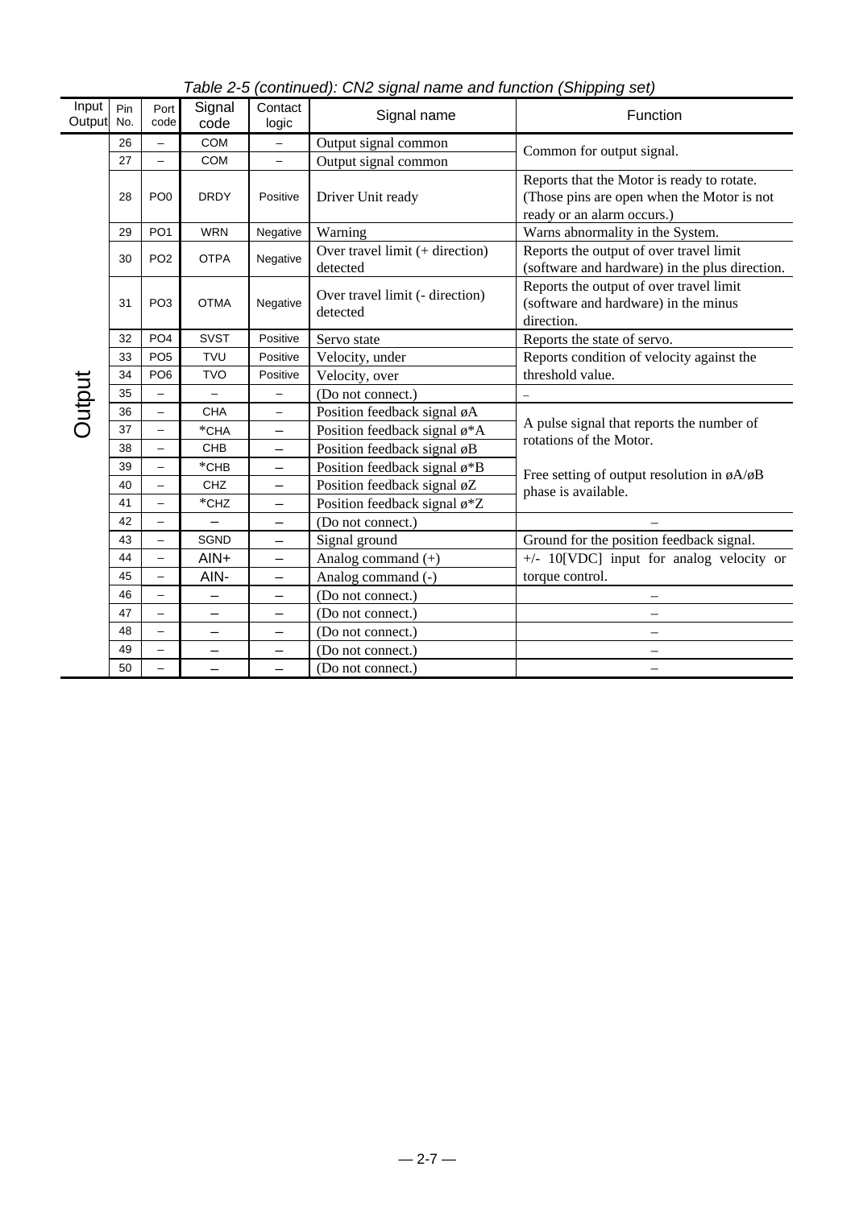*Table 2-5 (continued): CN2 signal name and function (Shipping set)*

| Input Output | Pin No. | Port code | Signal code | Contact logic | Signal name | Function |
|---|---|---|---|---|---|---|
| Output | 26 | – | COM | – | Output signal common | Common for output signal. |
| | 27 | – | COM | – | Output signal common | |
| | 28 | PO0 | DRDY | Positive | Driver Unit ready | Reports that the Motor is ready to rotate. (Those pins are open when the Motor is not ready or an alarm occurs.) |
| | 29 | PO1 | WRN | Negative | Warning | Warns abnormality in the System. |
| | 30 | PO2 | OTPA | Negative | Over travel limit (+ direction) detected | Reports the output of over travel limit (software and hardware) in the plus direction. |
| | 31 | PO3 | OTMA | Negative | Over travel limit (- direction) detected | Reports the output of over travel limit (software and hardware) in the minus direction. |
| | 32 | PO4 | SVST | Positive | Servo state | Reports the state of servo. |
| | 33 | PO5 | TVU | Positive | Velocity, under | Reports condition of velocity against the threshold value. |
| | 34 | PO6 | TVO | Positive | Velocity, over | |
| | 35 | – | – | – | (Do not connect.) | – |
| | 36 | – | CHA | – | Position feedback signal øA | A pulse signal that reports the number of rotations of the Motor.<br><br>Free setting of output resolution in øA/øB phase is available. |
| | 37 | – | *CHA | – | Position feedback signal ø*A | |
| | 38 | – | CHB | – | Position feedback signal øB | |
| | 39 | – | *CHB | – | Position feedback signal ø*B | |
| | 40 | – | CHZ | – | Position feedback signal øZ | |
| | 41 | – | *CHZ | – | Position feedback signal ø*Z | |
| | 42 | – | – | – | (Do not connect.) | – |
| | 43 | – | SGND | – | Signal ground | Ground for the position feedback signal. |
| | 44 | – | AIN+ | – | Analog command (+) | +/- 10[VDC] input for analog velocity or torque control. |
| | 45 | – | AIN- | – | Analog command (-) | |
| | 46 | – | – | – | (Do not connect.) | – |
| | 47 | – | – | – | (Do not connect.) | – |
| | 48 | – | – | – | (Do not connect.) | – |
| | 49 | – | – | – | (Do not connect.) | – |
| | 50 | – | – | – | (Do not connect.) | – |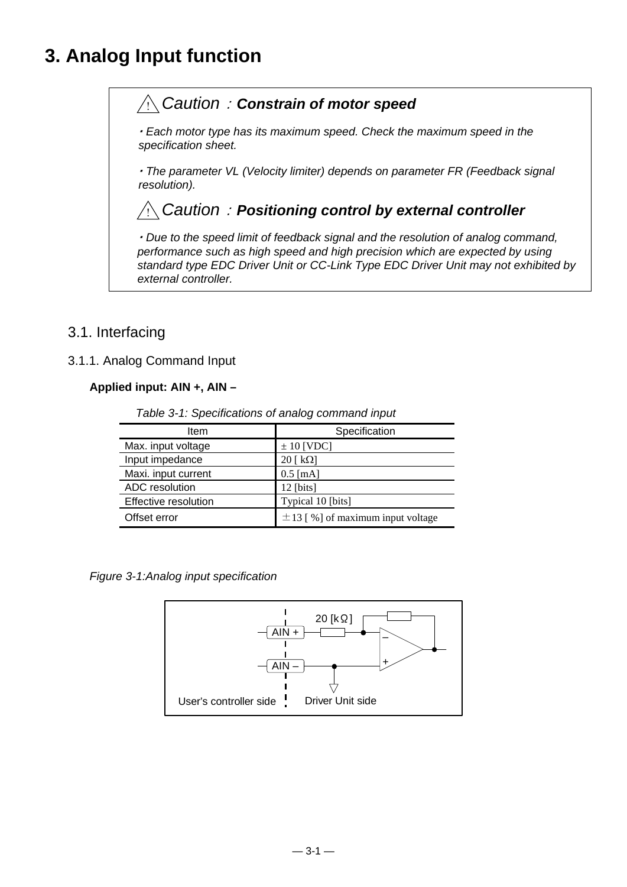# 3. Analog Input function

> ⚠ *Caution*：***Constrain of motor speed***
>
> *・Each motor type has its maximum speed. Check the maximum speed in the specification sheet.*
>
> *・The parameter VL (Velocity limiter) depends on parameter FR (Feedback signal resolution).*
>
> ⚠ *Caution*：***Positioning control by external controller***
>
> *・Due to the speed limit of feedback signal and the resolution of analog command, performance such as high speed and high precision which are expected by using standard type EDC Driver Unit or CC-Link Type EDC Driver Unit may not exhibited by external controller.*

## 3.1. Interfacing

### 3.1.1. Analog Command Input

**Applied input: AIN +, AIN –**

*Table 3-1: Specifications of analog command input*

| Item | Specification |
|---|---|
| Max. input voltage | ± 10 [VDC] |
| Input impedance | 20 [ kΩ] |
| Maxi. input current | 0.5 [mA] |
| ADC resolution | 12 [bits] |
| Effective resolution | Typical 10 [bits] |
| Offset error | ±13 [ %] of maximum input voltage |

*Figure 3-1:Analog input specification*

AIN +, AIN –, 20 [kΩ], User's controller side, Driver Unit side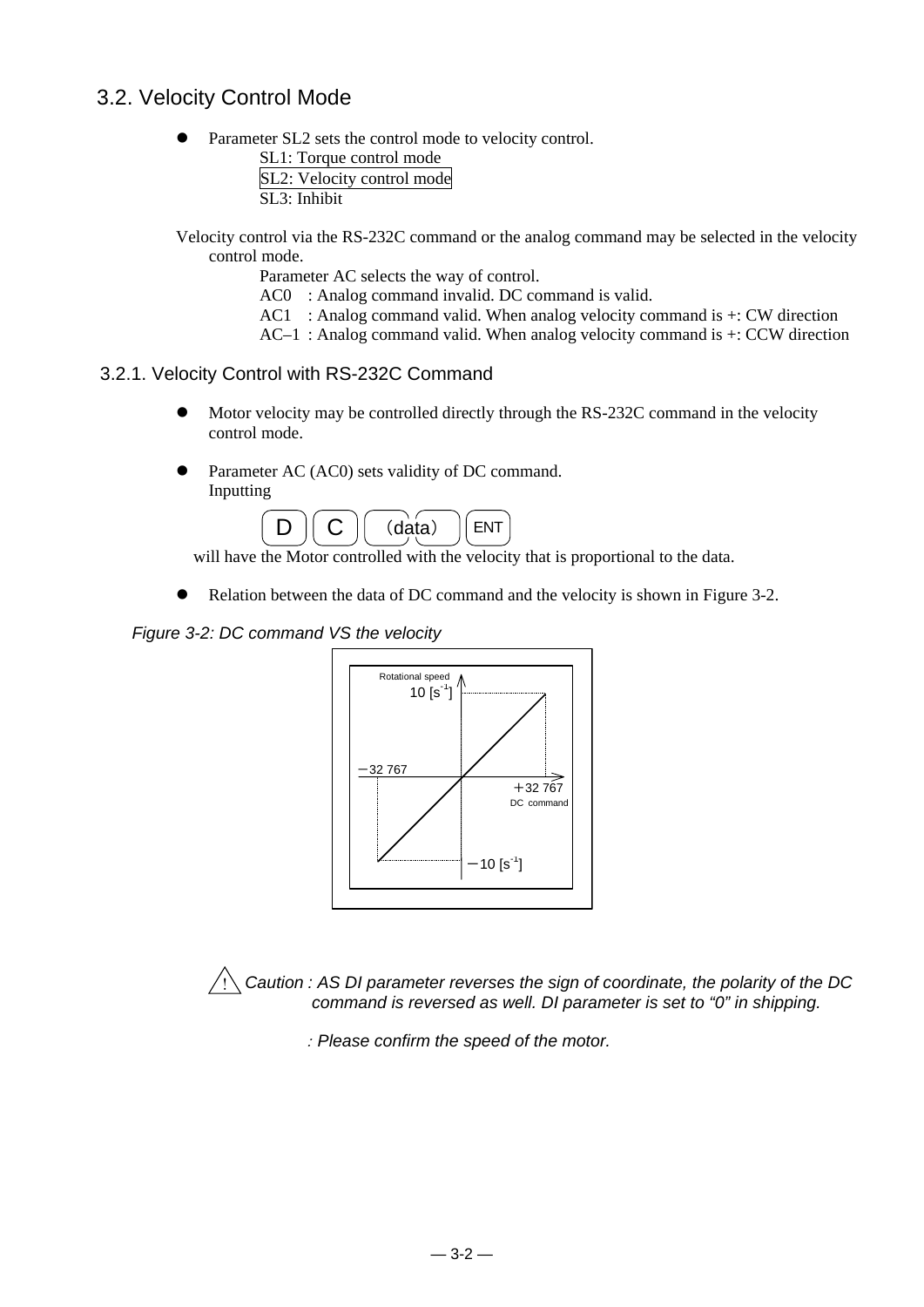## 3.2. Velocity Control Mode

- Parameter SL2 sets the control mode to velocity control.
  - SL1: Torque control mode
  - SL2: Velocity control mode
  - SL3: Inhibit

Velocity control via the RS-232C command or the analog command may be selected in the velocity control mode.

Parameter AC selects the way of control.
- AC0 : Analog command invalid. DC command is valid.
- AC1 : Analog command valid. When analog velocity command is +: CW direction
- AC–1 : Analog command valid. When analog velocity command is +: CCW direction

### 3.2.1. Velocity Control with RS-232C Command

- Motor velocity may be controlled directly through the RS-232C command in the velocity control mode.

- Parameter AC (AC0) sets validity of DC command.
  Inputting

  D C (data) ENT

  will have the Motor controlled with the velocity that is proportional to the data.

- Relation between the data of DC command and the velocity is shown in Figure 3-2.

*Figure 3-2: DC command VS the velocity*

Rotational speed
10 [$s^{-1}$]
−32 767
+32 767
DC command
−10 [$s^{-1}$]

⚠ *Caution : AS DI parameter reverses the sign of coordinate, the polarity of the DC command is reversed as well. DI parameter is set to "0" in shipping.*

*: Please confirm the speed of the motor.*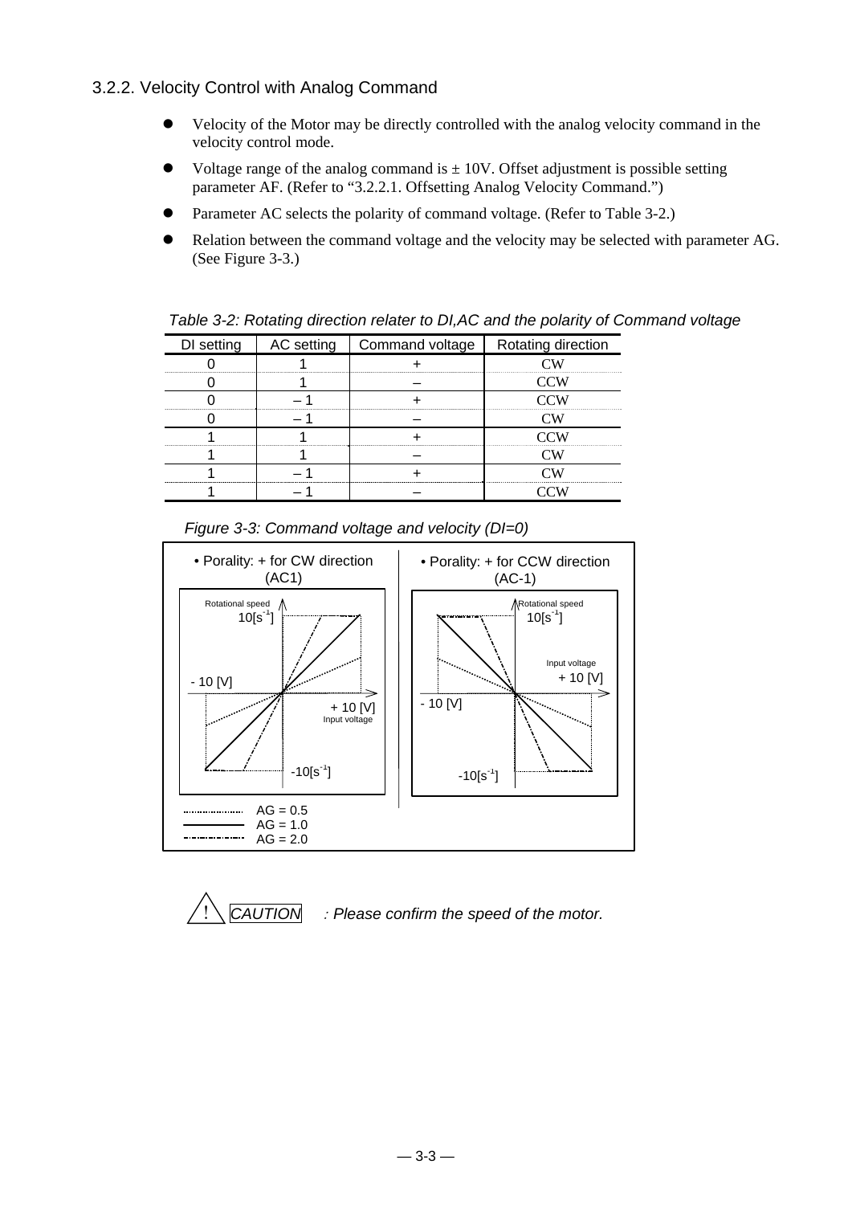### 3.2.2. Velocity Control with Analog Command

- Velocity of the Motor may be directly controlled with the analog velocity command in the velocity control mode.
- Voltage range of the analog command is ± 10V. Offset adjustment is possible setting parameter AF. (Refer to "3.2.2.1. Offsetting Analog Velocity Command.")
- Parameter AC selects the polarity of command voltage. (Refer to Table 3-2.)
- Relation between the command voltage and the velocity may be selected with parameter AG. (See Figure 3-3.)

*Table 3-2: Rotating direction relater to DI,AC and the polarity of Command voltage*

| DI setting | AC setting | Command voltage | Rotating direction |
|---|---|---|---|
| 0 | 1 | + | CW |
| 0 | 1 | – | CCW |
| 0 | – 1 | + | CCW |
| 0 | – 1 | – | CW |
| 1 | 1 | + | CCW |
| 1 | 1 | – | CW |
| 1 | – 1 | + | CW |
| 1 | – 1 | – | CCW |

*Figure 3-3: Command voltage and velocity (DI=0)*

• Porality: + for CW direction (AC1)

Rotational speed 10[s$^{-1}$]; - 10 [V]; + 10 [V] Input voltage; -10[s$^{-1}$]

• Porality: + for CCW direction (AC-1)

Rotational speed 10[s$^{-1}$]; Input voltage + 10 [V]; - 10 [V]; -10[s$^{-1}$]

AG = 0.5
AG = 1.0
AG = 2.0

⚠ CAUTION : *Please confirm the speed of the motor.*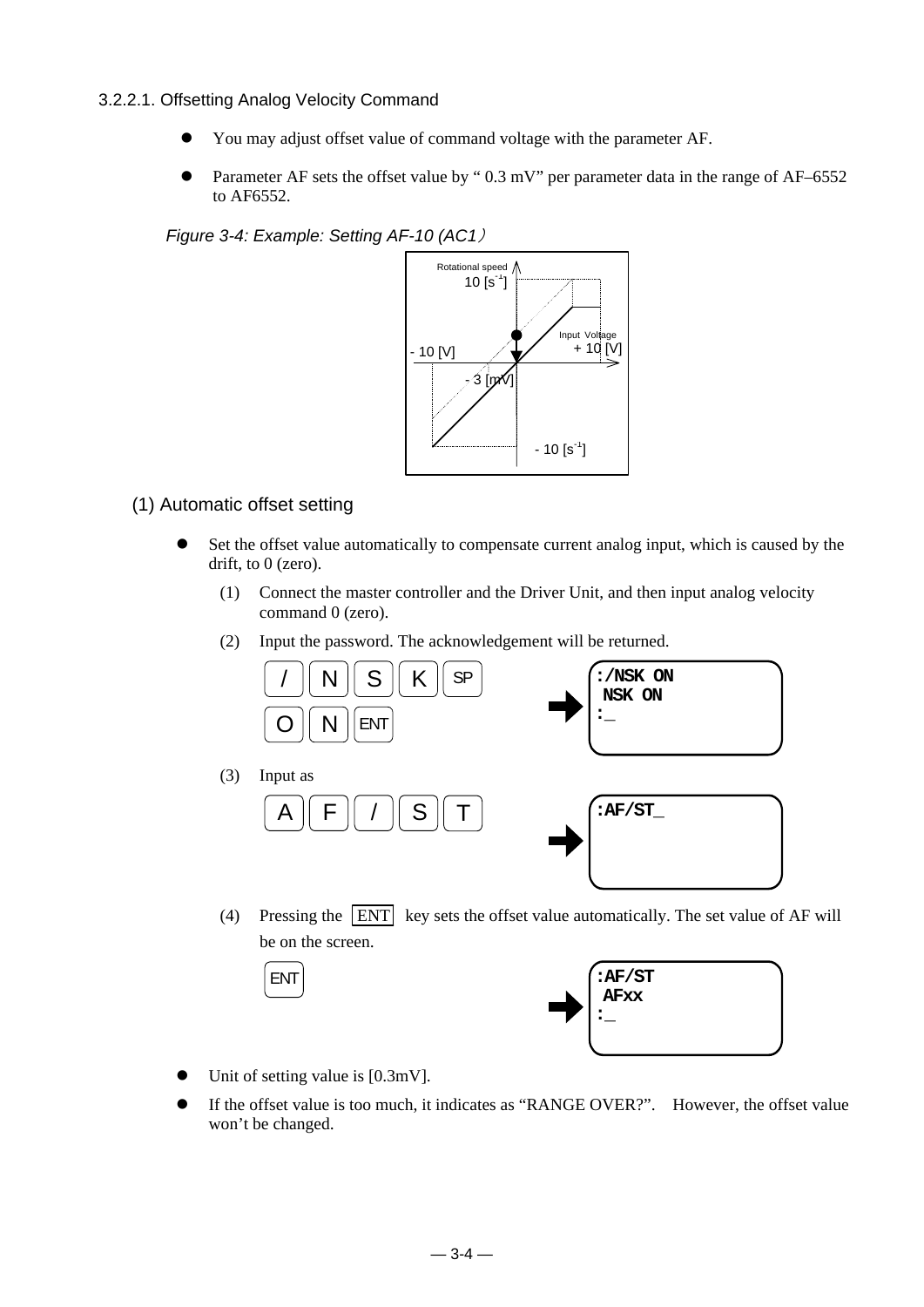### 3.2.2.1. Offsetting Analog Velocity Command

- You may adjust offset value of command voltage with the parameter AF.
- Parameter AF sets the offset value by " 0.3 mV" per parameter data in the range of AF–6552 to AF6552.

*Figure 3-4: Example: Setting AF-10 (AC1）*

Rotational speed
10 [s$^{-1}$]
Input Voltage
+ 10 [V]
- 10 [V]
- 3 [mV]
- 10 [s$^{-1}$]

## (1) Automatic offset setting

- Set the offset value automatically to compensate current analog input, which is caused by the drift, to 0 (zero).
  (1) Connect the master controller and the Driver Unit, and then input analog velocity command 0 (zero).
  (2) Input the password. The acknowledgement will be returned.

  / N S K SP
  O N ENT

```
:/NSK ON
 NSK ON
:_
```

  (3) Input as

  A F / S T

```
:AF/ST_
```

  (4) Pressing the ENT key sets the offset value automatically. The set value of AF will be on the screen.

  ENT

```
:AF/ST
 AFxx
:_
```

- Unit of setting value is [0.3mV].
- If the offset value is too much, it indicates as "RANGE OVER?". However, the offset value won't be changed.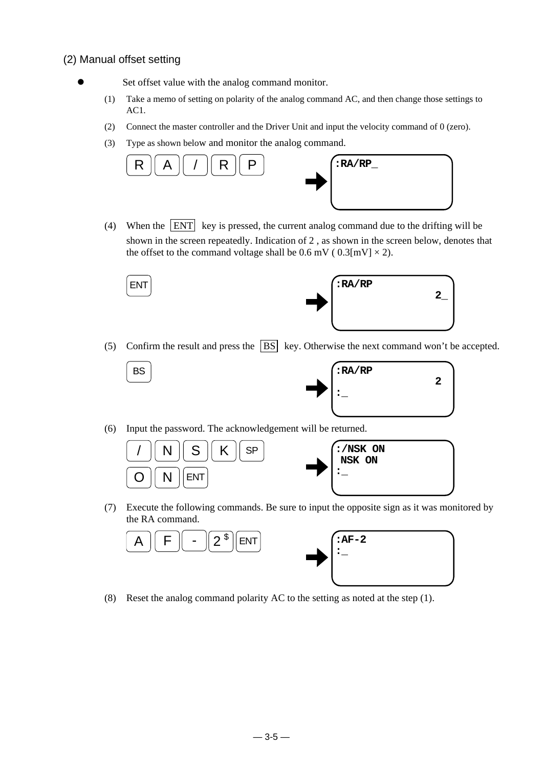## (2) Manual offset setting

- Set offset value with the analog command monitor.

(1) Take a memo of setting on polarity of the analog command AC, and then change those settings to AC1.

(2) Connect the master controller and the Driver Unit and input the velocity command of 0 (zero).

(3) Type as shown below and monitor the analog command.

R A / R P

```
:RA/RP_
```

(4) When the ENT key is pressed, the current analog command due to the drifting will be shown in the screen repeatedly. Indication of 2 , as shown in the screen below, denotes that the offset to the command voltage shall be 0.6 mV ( 0.3[mV] × 2).

ENT

```
:RA/RP
                2_
```

(5) Confirm the result and press the BS key. Otherwise the next command won't be accepted.

BS

```
:RA/RP
                2
:_
```

(6) Input the password. The acknowledgement will be returned.

/ N S K SP O N ENT

```
:/NSK ON
 NSK ON
:_
```

(7) Execute the following commands. Be sure to input the opposite sign as it was monitored by the RA command.

A F - 2 ENT

```
:AF-2
:_
```

(8) Reset the analog command polarity AC to the setting as noted at the step (1).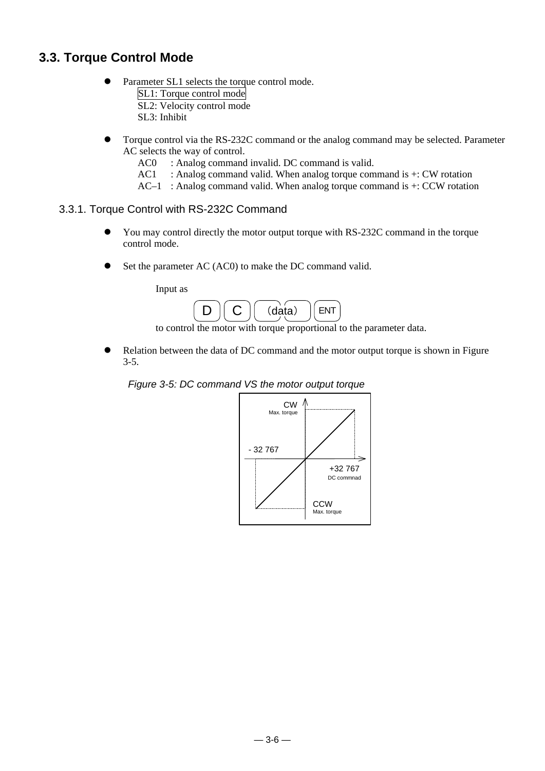## 3.3. Torque Control Mode

- Parameter SL1 selects the torque control mode.
  SL1: Torque control mode
  SL2: Velocity control mode
  SL3: Inhibit

- Torque control via the RS-232C command or the analog command may be selected. Parameter AC selects the way of control.
  AC0 : Analog command invalid. DC command is valid.
  AC1 : Analog command valid. When analog torque command is +: CW rotation
  AC–1 : Analog command valid. When analog torque command is +: CCW rotation

### 3.3.1. Torque Control with RS-232C Command

- You may control directly the motor output torque with RS-232C command in the torque control mode.

- Set the parameter AC (AC0) to make the DC command valid.

  Input as

  D C (data) ENT

  to control the motor with torque proportional to the parameter data.

- Relation between the data of DC command and the motor output torque is shown in Figure 3-5.

*Figure 3-5: DC command VS the motor output torque*

CW
Max. torque

- 32 767

+32 767
DC commnad

CCW
Max. torque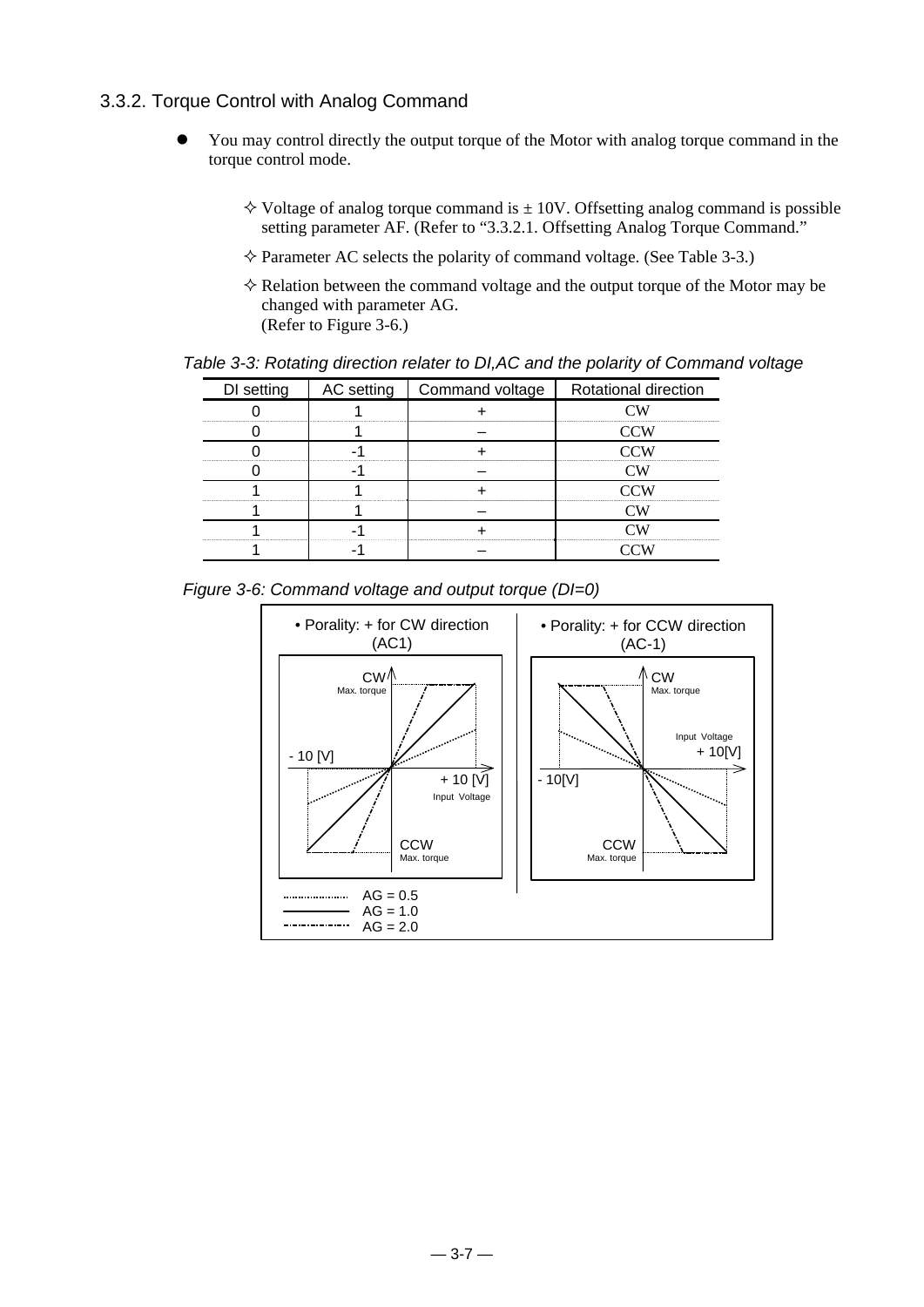### 3.3.2. Torque Control with Analog Command

- You may control directly the output torque of the Motor with analog torque command in the torque control mode.

  ✧ Voltage of analog torque command is ± 10V. Offsetting analog command is possible setting parameter AF. (Refer to "3.3.2.1. Offsetting Analog Torque Command."

  ✧ Parameter AC selects the polarity of command voltage. (See Table 3-3.)

  ✧ Relation between the command voltage and the output torque of the Motor may be changed with parameter AG.
  (Refer to Figure 3-6.)

*Table 3-3: Rotating direction relater to DI,AC and the polarity of Command voltage*

| DI setting | AC setting | Command voltage | Rotational direction |
|---|---|---|---|
| 0 | 1 | + | CW |
| 0 | 1 | – | CCW |
| 0 | -1 | + | CCW |
| 0 | -1 | – | CW |
| 1 | 1 | + | CCW |
| 1 | 1 | – | CW |
| 1 | -1 | + | CW |
| 1 | -1 | – | CCW |

*Figure 3-6: Command voltage and output torque (DI=0)*

• Porality: + for CW direction (AC1)

• Porality: + for CCW direction (AC-1)

AG = 0.5
AG = 1.0
AG = 2.0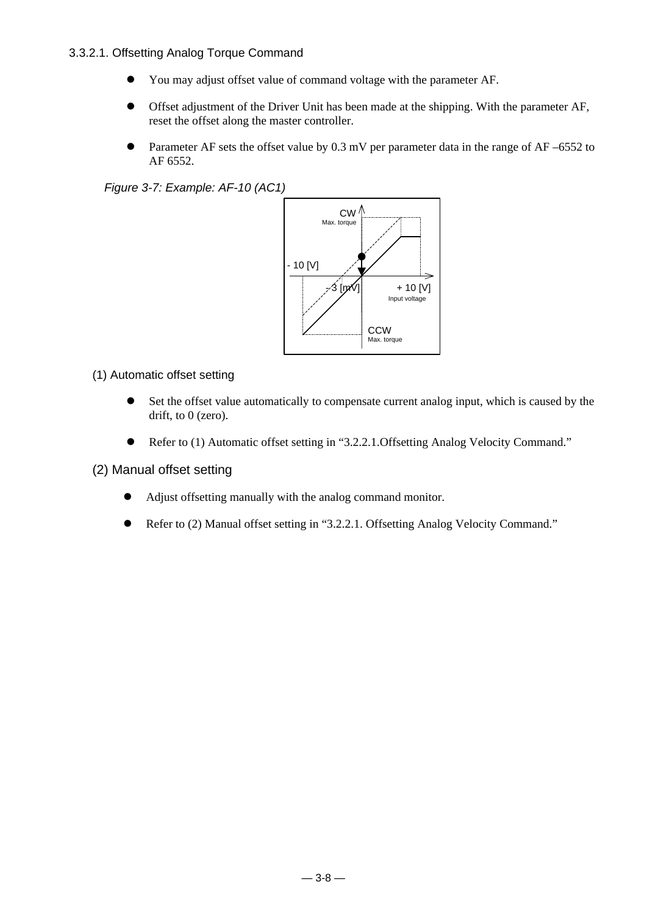### 3.3.2.1. Offsetting Analog Torque Command

- You may adjust offset value of command voltage with the parameter AF.
- Offset adjustment of the Driver Unit has been made at the shipping. With the parameter AF, reset the offset along the master controller.
- Parameter AF sets the offset value by 0.3 mV per parameter data in the range of AF –6552 to AF 6552.

*Figure 3-7: Example: AF-10 (AC1)*

CW
Max. torque

- 10 [V]

- 3 [mV]

+ 10 [V]
Input voltage

CCW
Max. torque

(1) Automatic offset setting

- Set the offset value automatically to compensate current analog input, which is caused by the drift, to 0 (zero).
- Refer to (1) Automatic offset setting in "3.2.2.1.Offsetting Analog Velocity Command."

(2) Manual offset setting

- Adjust offsetting manually with the analog command monitor.
- Refer to (2) Manual offset setting in "3.2.2.1. Offsetting Analog Velocity Command."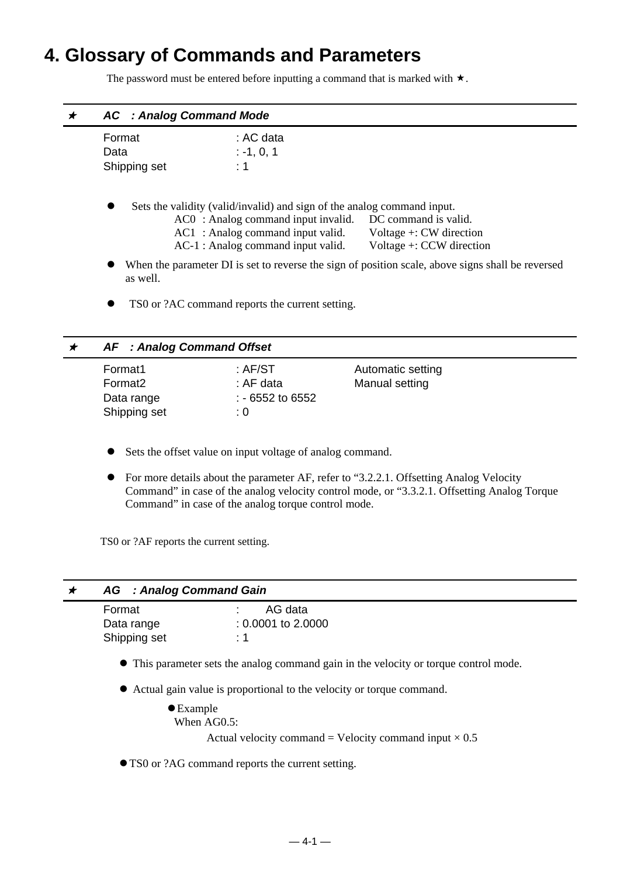# 4. Glossary of Commands and Parameters

The password must be entered before inputting a command that is marked with ★.

### ★ *AC : Analog Command Mode*

| | |
|---|---|
| Format | : AC data |
| Data | : -1, 0, 1 |
| Shipping set | : 1 |

- Sets the validity (valid/invalid) and sign of the analog command input.
  - AC0 : Analog command input invalid. DC command is valid.
  - AC1 : Analog command input valid. Voltage +: CW direction
  - AC-1 : Analog command input valid. Voltage +: CCW direction
- When the parameter DI is set to reverse the sign of position scale, above signs shall be reversed as well.
- TS0 or ?AC command reports the current setting.

### ★ *AF : Analog Command Offset*

| | | |
|---|---|---|
| Format1 | : AF/ST | Automatic setting |
| Format2 | : AF data | Manual setting |
| Data range | : - 6552 to 6552 | |
| Shipping set | : 0 | |

- Sets the offset value on input voltage of analog command.
- For more details about the parameter AF, refer to "3.2.2.1. Offsetting Analog Velocity Command" in case of the analog velocity control mode, or "3.3.2.1. Offsetting Analog Torque Command" in case of the analog torque control mode.

TS0 or ?AF reports the current setting.

### ★ *AG : Analog Command Gain*

| | |
|---|---|
| Format | : AG data |
| Data range | : 0.0001 to 2.0000 |
| Shipping set | : 1 |

- This parameter sets the analog command gain in the velocity or torque control mode.
- Actual gain value is proportional to the velocity or torque command.
  - Example
    When AG0.5:
    Actual velocity command = Velocity command input × 0.5
- TS0 or ?AG command reports the current setting.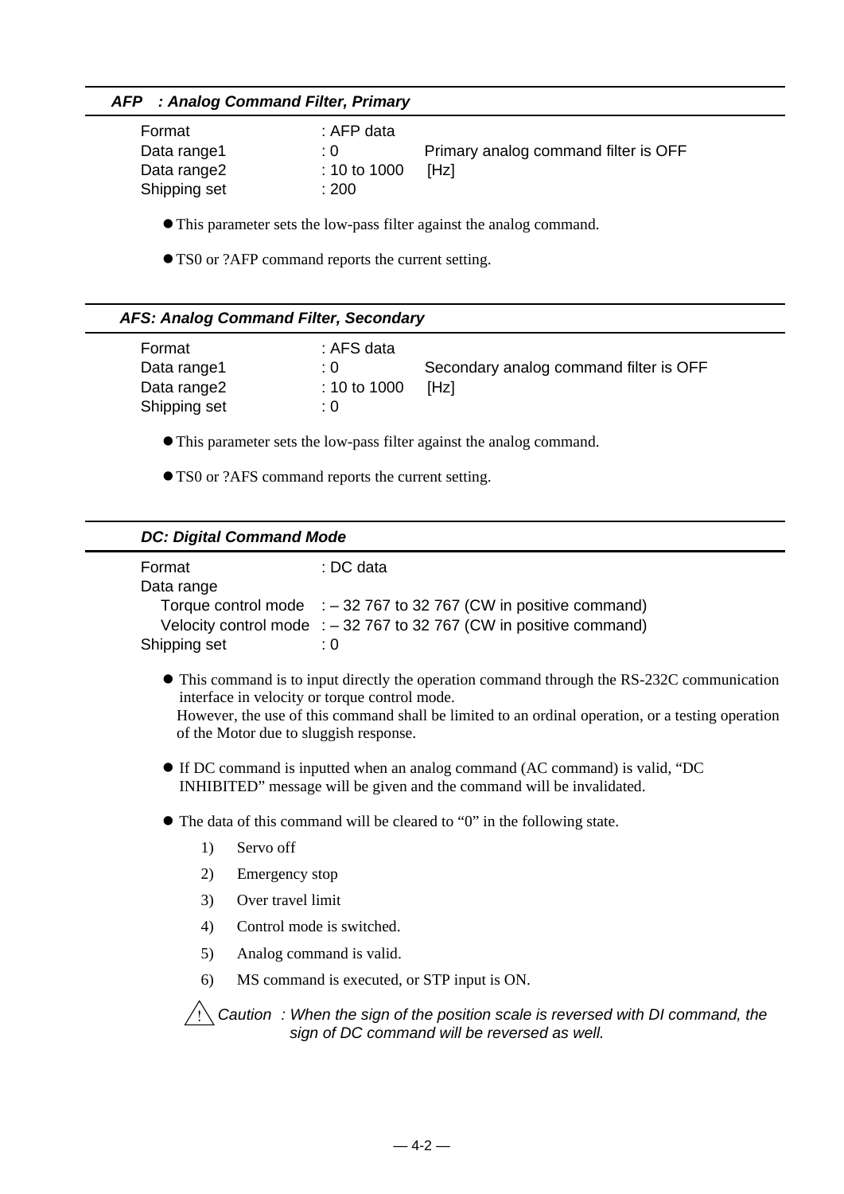### *AFP : Analog Command Filter, Primary*

| | | |
|---|---|---|
| Format | : AFP data | |
| Data range1 | : 0 | Primary analog command filter is OFF |
| Data range2 | : 10 to 1000 | [Hz] |
| Shipping set | : 200 | |

- This parameter sets the low-pass filter against the analog command.
- TS0 or ?AFP command reports the current setting.

### *AFS: Analog Command Filter, Secondary*

| | | |
|---|---|---|
| Format | : AFS data | |
| Data range1 | : 0 | Secondary analog command filter is OFF |
| Data range2 | : 10 to 1000 | [Hz] |
| Shipping set | : 0 | |

- This parameter sets the low-pass filter against the analog command.
- TS0 or ?AFS command reports the current setting.

### *DC: Digital Command Mode*

Format : DC data

Data range

- Torque control mode : – 32 767 to 32 767 (CW in positive command)
- Velocity control mode : – 32 767 to 32 767 (CW in positive command)

Shipping set : 0

- This command is to input directly the operation command through the RS-232C communication interface in velocity or torque control mode.
  However, the use of this command shall be limited to an ordinal operation, or a testing operation of the Motor due to sluggish response.
- If DC command is inputted when an analog command (AC command) is valid, "DC INHIBITED" message will be given and the command will be invalidated.
- The data of this command will be cleared to "0" in the following state.
  1) Servo off
  2) Emergency stop
  3) Over travel limit
  4) Control mode is switched.
  5) Analog command is valid.
  6) MS command is executed, or STP input is ON.

⚠ *Caution : When the sign of the position scale is reversed with DI command, the sign of DC command will be reversed as well.*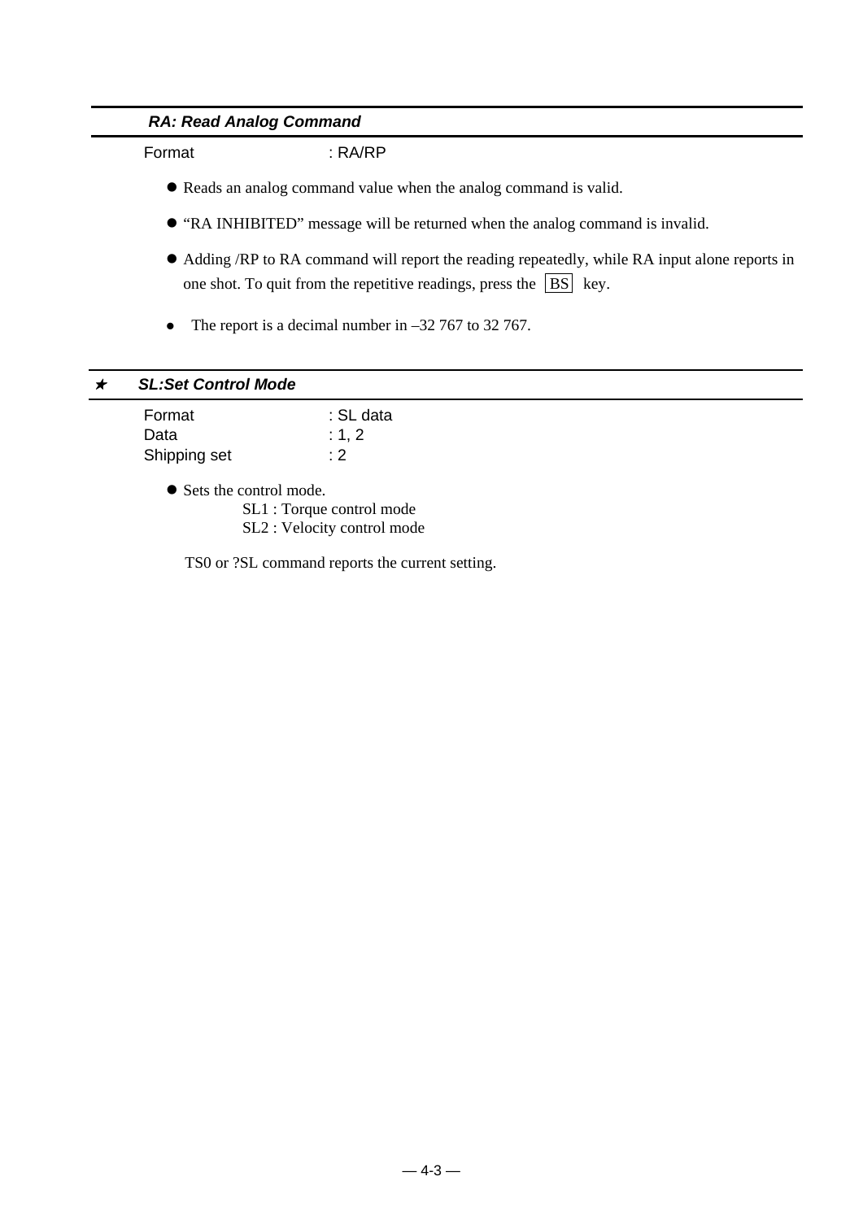### *RA: Read Analog Command*

Format : RA/RP

- Reads an analog command value when the analog command is valid.
- "RA INHIBITED" message will be returned when the analog command is invalid.
- Adding /RP to RA command will report the reading repeatedly, while RA input alone reports in one shot. To quit from the repetitive readings, press the BS key.
- The report is a decimal number in –32 767 to 32 767.

### ✶ *SL:Set Control Mode*

Format : SL data
Data : 1, 2
Shipping set : 2

- Sets the control mode.
  - SL1 : Torque control mode
  - SL2 : Velocity control mode

TS0 or ?SL command reports the current setting.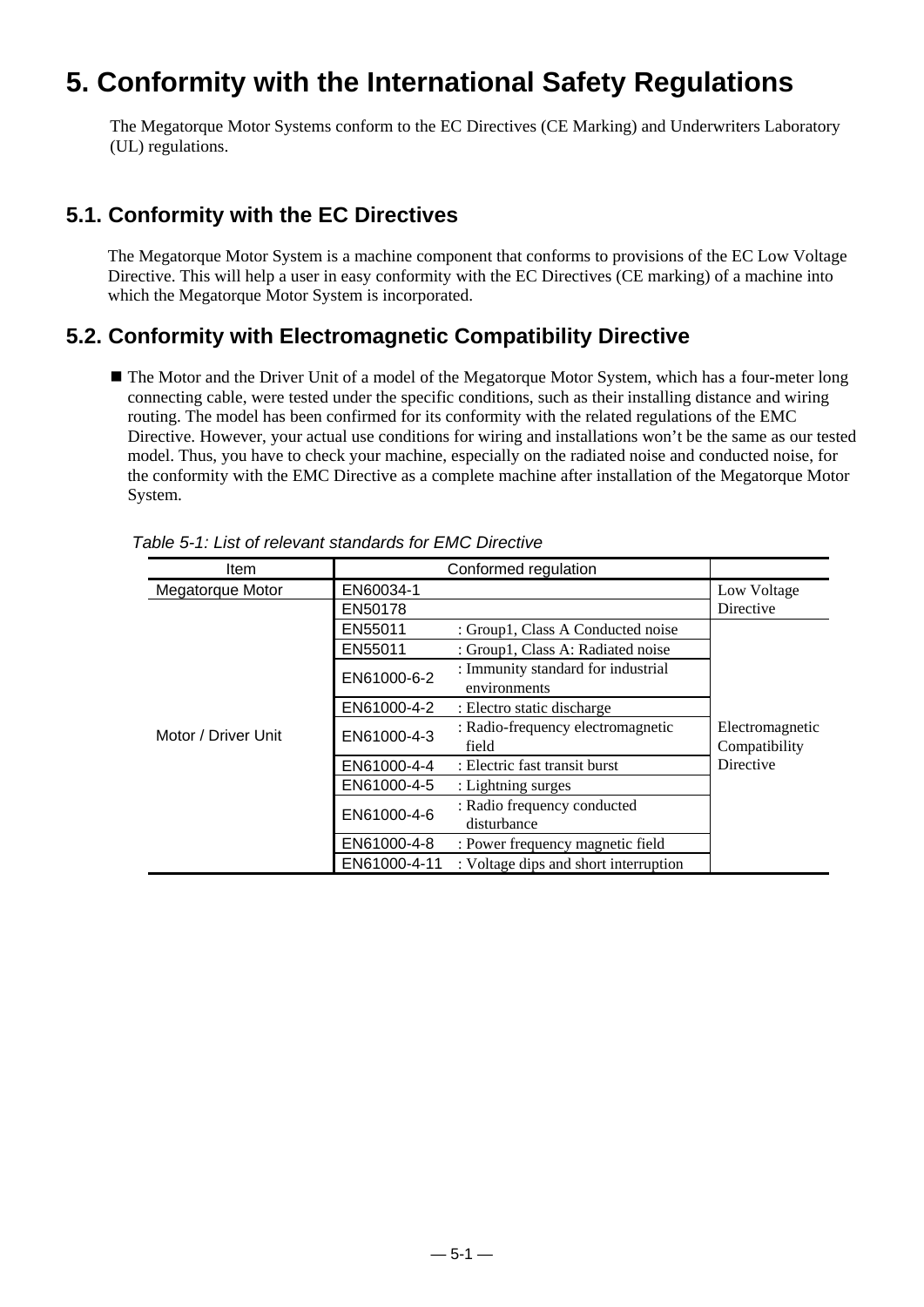# 5. Conformity with the International Safety Regulations

The Megatorque Motor Systems conform to the EC Directives (CE Marking) and Underwriters Laboratory (UL) regulations.

## 5.1. Conformity with the EC Directives

The Megatorque Motor System is a machine component that conforms to provisions of the EC Low Voltage Directive. This will help a user in easy conformity with the EC Directives (CE marking) of a machine into which the Megatorque Motor System is incorporated.

## 5.2. Conformity with Electromagnetic Compatibility Directive

- The Motor and the Driver Unit of a model of the Megatorque Motor System, which has a four-meter long connecting cable, were tested under the specific conditions, such as their installing distance and wiring routing. The model has been confirmed for its conformity with the related regulations of the EMC Directive. However, your actual use conditions for wiring and installations won't be the same as our tested model. Thus, you have to check your machine, especially on the radiated noise and conducted noise, for the conformity with the EMC Directive as a complete machine after installation of the Megatorque Motor System.

*Table 5-1: List of relevant standards for EMC Directive*

| Item | Conformed regulation | | |
|---|---|---|---|
| Megatorque Motor | EN60034-1 | | Low Voltage Directive |
| Motor / Driver Unit | EN50178 | | Low Voltage Directive |
| | EN55011 | : Group1, Class A Conducted noise | Electromagnetic Compatibility Directive |
| | EN55011 | : Group1, Class A: Radiated noise | |
| | EN61000-6-2 | : Immunity standard for industrial environments | |
| | EN61000-4-2 | : Electro static discharge | |
| | EN61000-4-3 | : Radio-frequency electromagnetic field | |
| | EN61000-4-4 | : Electric fast transit burst | |
| | EN61000-4-5 | : Lightning surges | |
| | EN61000-4-6 | : Radio frequency conducted disturbance | |
| | EN61000-4-8 | : Power frequency magnetic field | |
| | EN61000-4-11 | : Voltage dips and short interruption | |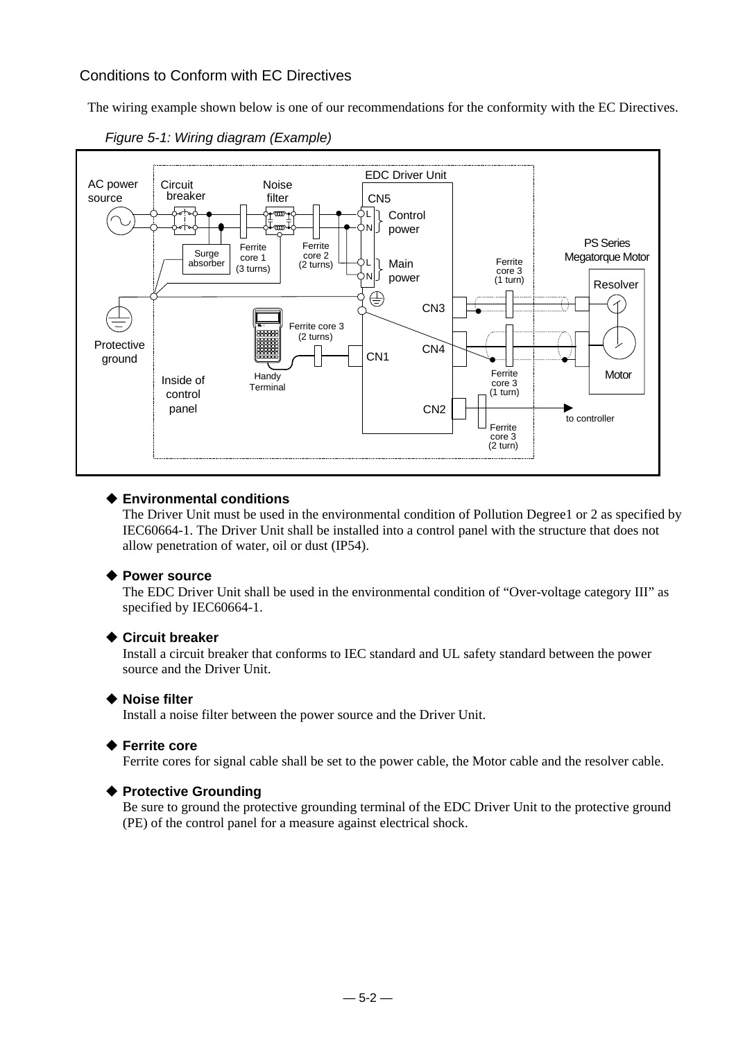## Conditions to Conform with EC Directives

The wiring example shown below is one of our recommendations for the conformity with the EC Directives.

*Figure 5-1: Wiring diagram (Example)*

### ◆ Environmental conditions

The Driver Unit must be used in the environmental condition of Pollution Degree1 or 2 as specified by IEC60664-1. The Driver Unit shall be installed into a control panel with the structure that does not allow penetration of water, oil or dust (IP54).

### ◆ Power source

The EDC Driver Unit shall be used in the environmental condition of “Over-voltage category III” as specified by IEC60664-1.

### ◆ Circuit breaker

Install a circuit breaker that conforms to IEC standard and UL safety standard between the power source and the Driver Unit.

### ◆ Noise filter

Install a noise filter between the power source and the Driver Unit.

### ◆ Ferrite core

Ferrite cores for signal cable shall be set to the power cable, the Motor cable and the resolver cable.

### ◆ Protective Grounding

Be sure to ground the protective grounding terminal of the EDC Driver Unit to the protective ground (PE) of the control panel for a measure against electrical shock.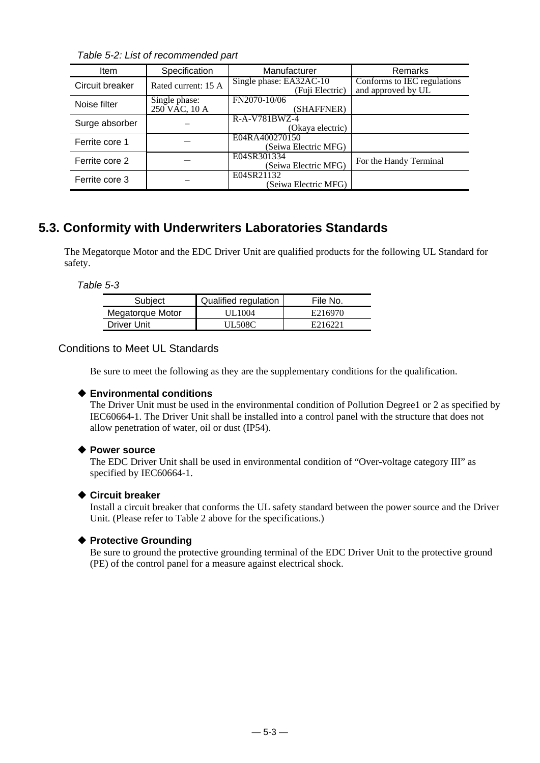*Table 5-2: List of recommended part*

| Item | Specification | Manufacturer | Remarks |
|---|---|---|---|
| Circuit breaker | Rated current: 15 A | Single phase: EA32AC-10 (Fuji Electric) | Conforms to IEC regulations and approved by UL |
| Noise filter | Single phase: 250 VAC, 10 A | FN2070-10/06 (SHAFFNER) | |
| Surge absorber | – | R-A-V781BWZ-4 (Okaya electric) | |
| Ferrite core 1 | – | E04RA400270150 (Seiwa Electric MFG) | |
| Ferrite core 2 | – | E04SR301334 (Seiwa Electric MFG) | For the Handy Terminal |
| Ferrite core 3 | – | E04SR21132 (Seiwa Electric MFG) | |

## 5.3. Conformity with Underwriters Laboratories Standards

The Megatorque Motor and the EDC Driver Unit are qualified products for the following UL Standard for safety.

*Table 5-3*

| Subject | Qualified regulation | File No. |
|---|---|---|
| Megatorque Motor | UL1004 | E216970 |
| Driver Unit | UL508C | E216221 |

### Conditions to Meet UL Standards

Be sure to meet the following as they are the supplementary conditions for the qualification.

◆ **Environmental conditions**
The Driver Unit must be used in the environmental condition of Pollution Degree1 or 2 as specified by IEC60664-1. The Driver Unit shall be installed into a control panel with the structure that does not allow penetration of water, oil or dust (IP54).

◆ **Power source**
The EDC Driver Unit shall be used in environmental condition of “Over-voltage category III” as specified by IEC60664-1.

◆ **Circuit breaker**
Install a circuit breaker that conforms the UL safety standard between the power source and the Driver Unit. (Please refer to Table 2 above for the specifications.)

◆ **Protective Grounding**
Be sure to ground the protective grounding terminal of the EDC Driver Unit to the protective ground (PE) of the control panel for a measure against electrical shock.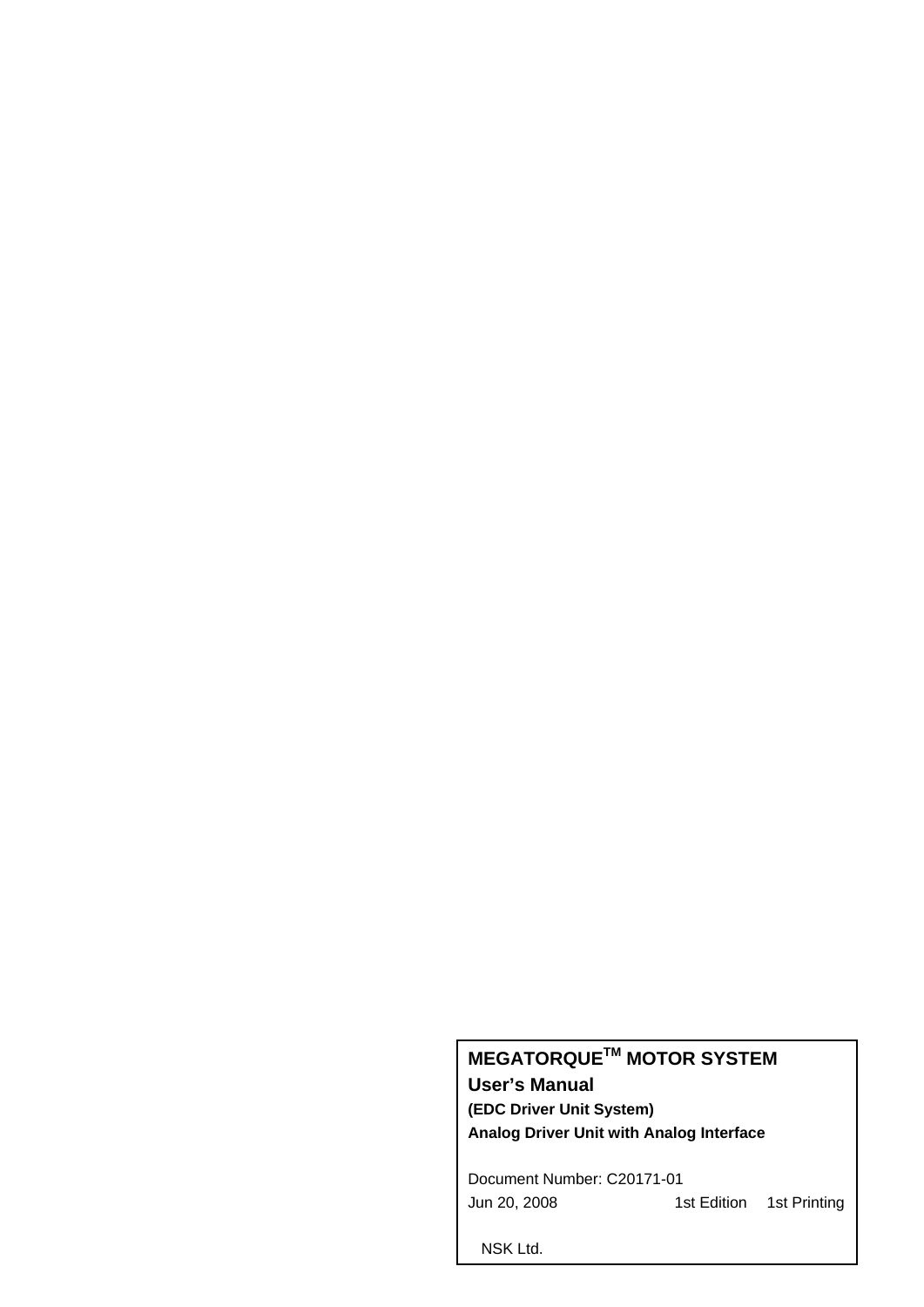**MEGATORQUE™ MOTOR SYSTEM**

**User's Manual**

**(EDC Driver Unit System)**

**Analog Driver Unit with Analog Interface**

Document Number: C20171-01

Jun 20, 2008 1st Edition 1st Printing

NSK Ltd.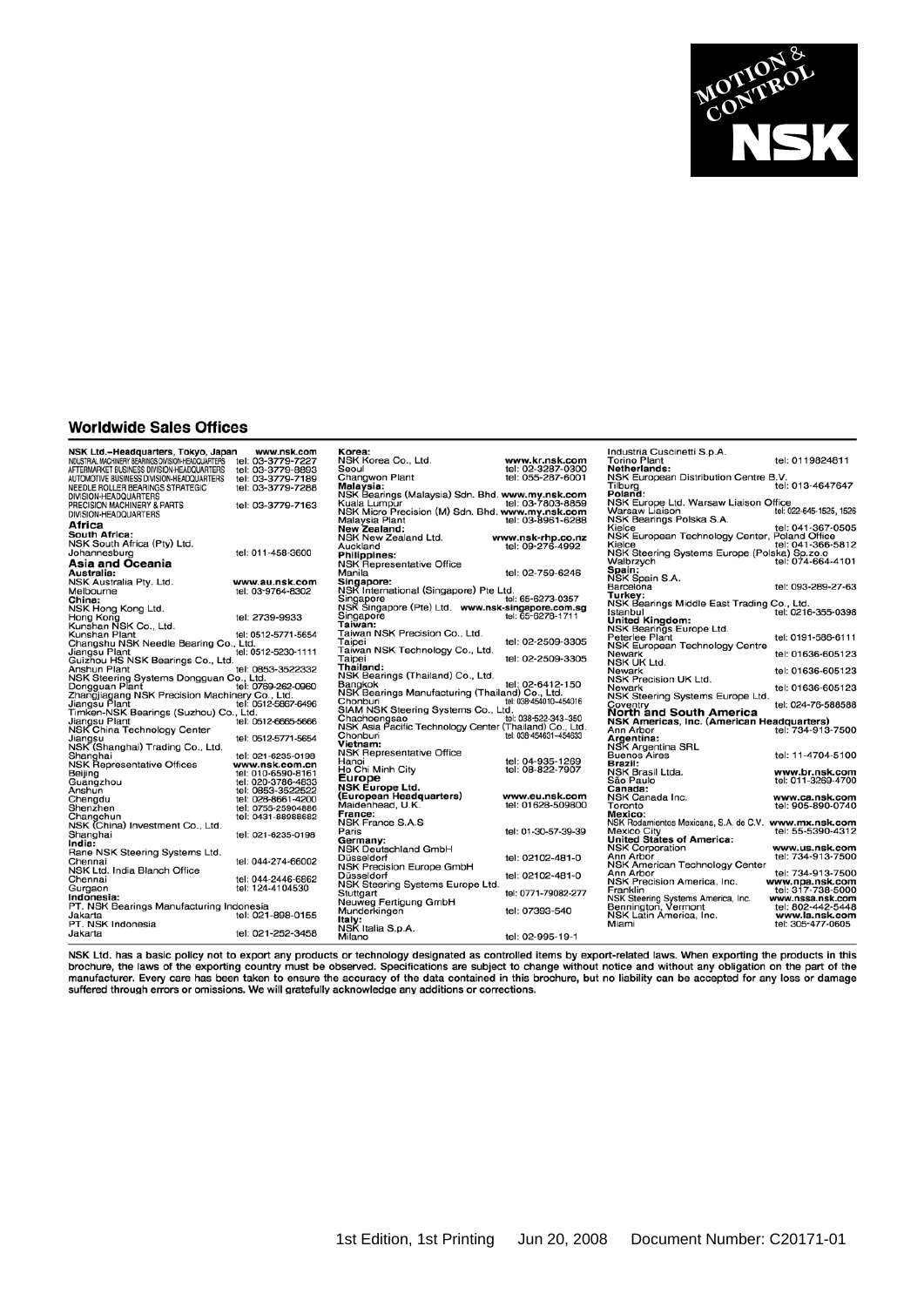MOTION & CONTROL

NSK

## Worldwide Sales Offices

**NSK Ltd.-Headquarters, Tokyo, Japan** www.nsk.com
INDUSTRIAL MACHINERY BEARINGS DIVISION-HEADQUARTERS tel: 03-3779-7227
AFTERMARKET BUSINESS DIVISION-HEADQUARTERS tel: 03-3779-8893
AUTOMOTIVE BUSINESS DIVISION-HEADQUARTERS tel: 03-3779-7189
NEEDLE ROLLER BEARINGS STRATEGIC DIVISION-HEADQUARTERS tel: 03-3779-7288
PRECISION MACHINERY & PARTS DIVISION-HEADQUARTERS tel: 03-3779-7163

**Africa**
**South Africa:**
NSK South Africa (Pty) Ltd.
Johannesburg tel: 011-458-3600

**Asia and Oceania**
**Australia:**
NSK Australia Pty. Ltd. www.au.nsk.com
Melbourne tel: 03-9764-8302
**China:**
NSK Hong Kong Ltd.
Hong Kong tel: 2739-9933
Kunshan NSK Co., Ltd.
Kunshan Plant tel: 0512-5771-5654
Changshu NSK Needle Bearing Co., Ltd.
Jiangsu Plant tel: 0512-5230-1111
Guizhou HS NSK Bearings Co., Ltd.
Anshun Plant tel: 0853-3522332
NSK Steering Systems Dongguan Co., Ltd.
Dongguan Plant tel: 0769-262-0960
Zhangjiagang NSK Precision Machinery Co., Ltd.
Jiangsu Plant tel: 0512-5867-6496
Timken-NSK Bearings (Suzhou) Co., Ltd.
Jiangsu Plant tel: 0512-6665-5666
NSK China Technology Center
Jiangsu tel: 0512-5771-5654
NSK (Shanghai) Trading Co., Ltd.
Shanghai tel: 021-6235-0198
NSK Representative Offices www.nsk.com.cn
Beijing tel: 010-6590-8161
Guangzhou tel: 020-3786-4833
Anshun tel: 0853-3522522
Chengdu tel: 028-8661-4200
Shenzhen tel: 0755-25904886
Changchun tel: 0431-88988682
NSK (China) Investment Co., Ltd.
Shanghai tel: 021-6235-0198
**India:**
Rane NSK Steering Systems Ltd.
Chennai tel: 044-274-66002
NSK Ltd. India Blanch Office
Chennai tel: 044-2446-6862
Gurgaon tel: 124-4104530
**Indonesia:**
PT. NSK Bearings Manufacturing Indonesia
Jakarta tel: 021-898-0155
PT. NSK Indonesia
Jakarta tel: 021-252-3458
**Korea:**
NSK Korea Co., Ltd. www.kr.nsk.com
Seoul tel: 02-3287-0300
Changwon Plant tel: 055-287-6001
**Malaysia:**
NSK Bearings (Malaysia) Sdn. Bhd. www.my.nsk.com
Kuala Lumpur tel: 03-7803-8859
NSK Micro Precision (M) Sdn. Bhd. www.my.nsk.com
Malaysia Plant tel: 03-8961-6288
**New Zealand:**
NSK New Zealand Ltd. www.nsk-rhp.co.nz
Auckland tel: 09-276-4992
**Philippines:**
NSK Representative Office
Manila tel: 02-759-6246
**Singapore:**
NSK International (Singapore) Pte Ltd.
Singapore tel: 65-6273-0357
NSK Singapore (Pte) Ltd. www.nsk-singapore.com.sg
Singapore tel: 65-6278-1711
**Taiwan:**
Taiwan NSK Precision Co., Ltd.
Taipei tel: 02-2509-3305
Taiwan NSK Technology Co., Ltd.
Taipei tel: 02-2509-3305
**Thailand:**
NSK Bearings (Thailand) Co., Ltd.
Bangkok tel: 02-6412-150
NSK Bearings Manufacturing (Thailand) Co., Ltd.
Chonburi tel: 038-454010~454016
SIAM NSK Steering Systems Co., Ltd.
Chachoengsao tel: 038-522-343~350
NSK Asia Pacific Technology Center (Thailand) Co., Ltd.
Chonburi tel: 038-454631~454633
**Vietnam:**
NSK Representative Office
Hanoi tel: 04-935-1269
Ho Chi Minh City tel: 08-822-7907

**Europe**
**NSK Europe Ltd.**
**(European Headquarters)** www.eu.nsk.com
Maidenhead, U.K. tel: 01628-509800
**France:**
NSK France S.A.S
Paris tel: 01-30-57-39-39
**Germany:**
NSK Deutschland GmbH
Düsseldorf tel: 02102-481-0
NSK Precision Europe GmbH
Düsseldorf tel: 02102-481-0
NSK Steering Systems Europe Ltd.
Stuttgart tel: 0771-79082-277
Neuweg Fertigung GmbH
Munderkingen tel: 07393-540
**Italy:**
NSK Italia S.p.A.
Milano tel: 02-995-19-1
Industria Cuscinetti S.p.A.
Torino Plant tel: 0119824811
**Netherlands:**
NSK European Distribution Centre B.V.
Tilburg tel: 013-4647647
**Poland:**
NSK Europe Ltd. Warsaw Liaison Office
Warsaw Liaison tel: 022-645-1525, 1526
NSK Bearings Polska S.A.
Kielce tel: 041-367-0505
NSK European Technology Center, Poland Office
Kielce tel: 041-366-5812
NSK Steering Systems Europe (Polska) Sp.zo.o
Walbrzych tel: 074-664-4101
**Spain:**
NSK Spain S.A.
Barcelona tel: 093-289-27-63
**Turkey:**
NSK Bearings Middle East Trading Co., Ltd.
Istanbul tel: 0216-355-0398
**United Kingdom:**
NSK Bearings Europe Ltd.
Peterlee Plant tel: 0191-586-6111
NSK European Technology Centre
Newark tel: 01636-605123
NSK UK Ltd.
Newark tel: 01636-605123
NSK Precision UK Ltd.
Newark tel: 01636-605123
NSK Steering Systems Europe Ltd.
Coventry tel: 024-76-588588

**North and South America**
**NSK Americas, Inc. (American Headquarters)**
Ann Arbor tel: 734-913-7500
**Argentina:**
NSK Argentina SRL
Buenos Aires tel: 11-4704-5100
**Brazil:**
NSK Brasil Ltda. www.br.nsk.com
São Paulo tel: 011-3269-4700
**Canada:**
NSK Canada Inc. www.ca.nsk.com
Toronto tel: 905-890-0740
**Mexico:**
NSK Rodamientos Mexicana, S.A. de C.V. www.mx.nsk.com
Mexico City tel: 55-5390-4312
**United States of America:**
NSK Corporation www.us.nsk.com
Ann Arbor tel: 734-913-7500
NSK American Technology Center
Ann Arbor tel: 734-913-7500
NSK Precision America, Inc. www.npa.nsk.com
Franklin tel: 317-738-5000
NSK Steering Systems America, Inc. www.nssa.nsk.com
Bennington, Vermont tel: 802-442-5448
NSK Latin America, Inc. www.la.nsk.com
Miami tel: 305-477-0605

NSK Ltd. has a basic policy not to export any products or technology designated as controlled items by export-related laws. When exporting the products in this brochure, the laws of the exporting country must be observed. Specifications are subject to change without notice and without any obligation on the part of the manufacturer. Every care has been taken to ensure the accuracy of the data contained in this brochure, but no liability can be accepted for any loss or damage suffered through errors or omissions. We will gratefully acknowledge any additions or corrections.

1st Edition, 1st Printing Jun 20, 2008 Document Number: C20171-01